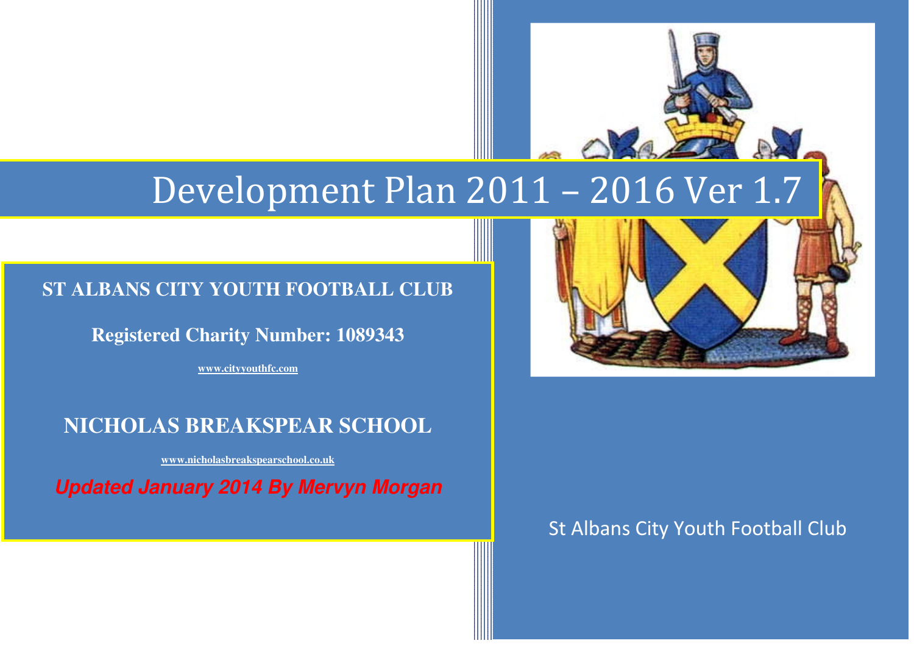# Development Plan 2011 – 2016 Ver 1.7

**ST ALBANS CITY YOUTH FOOTBALL CLUB**

**Registered Charity Number: 1089343**

www.cityyouthfc.com

**NICHOLAS BREAKSPEAR SCHOOL**

www.nicholasbreakspearschool.co.uk

***Updated January 2014 By Mervyn Morgan***

St Albans City Youth Football Club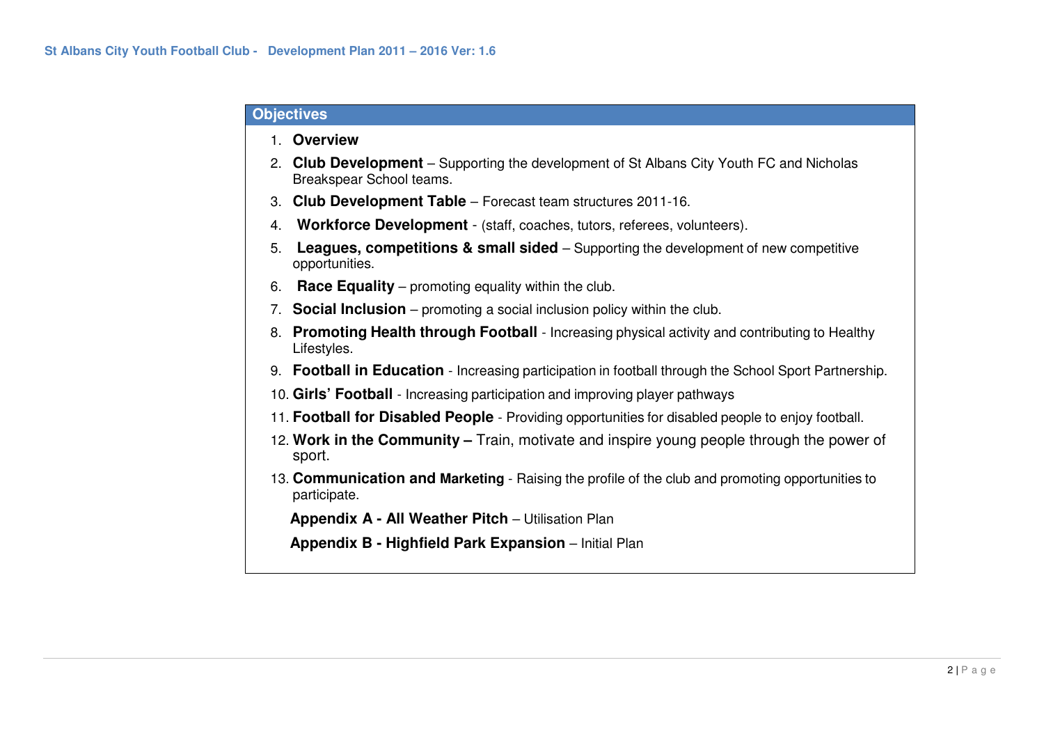## Objectives

1. **Overview**
2. **Club Development** – Supporting the development of St Albans City Youth FC and Nicholas Breakspear School teams.
3. **Club Development Table** – Forecast team structures 2011-16.
4. **Workforce Development** - (staff, coaches, tutors, referees, volunteers).
5. **Leagues, competitions & small sided** – Supporting the development of new competitive opportunities.
6. **Race Equality** – promoting equality within the club.
7. **Social Inclusion** – promoting a social inclusion policy within the club.
8. **Promoting Health through Football** - Increasing physical activity and contributing to Healthy Lifestyles.
9. **Football in Education** - Increasing participation in football through the School Sport Partnership.
10. **Girls' Football** - Increasing participation and improving player pathways
11. **Football for Disabled People** - Providing opportunities for disabled people to enjoy football.
12. **Work in the Community –** Train, motivate and inspire young people through the power of sport.
13. **Communication and Marketing** - Raising the profile of the club and promoting opportunities to participate.

**Appendix A - All Weather Pitch** – Utilisation Plan

**Appendix B - Highfield Park Expansion** – Initial Plan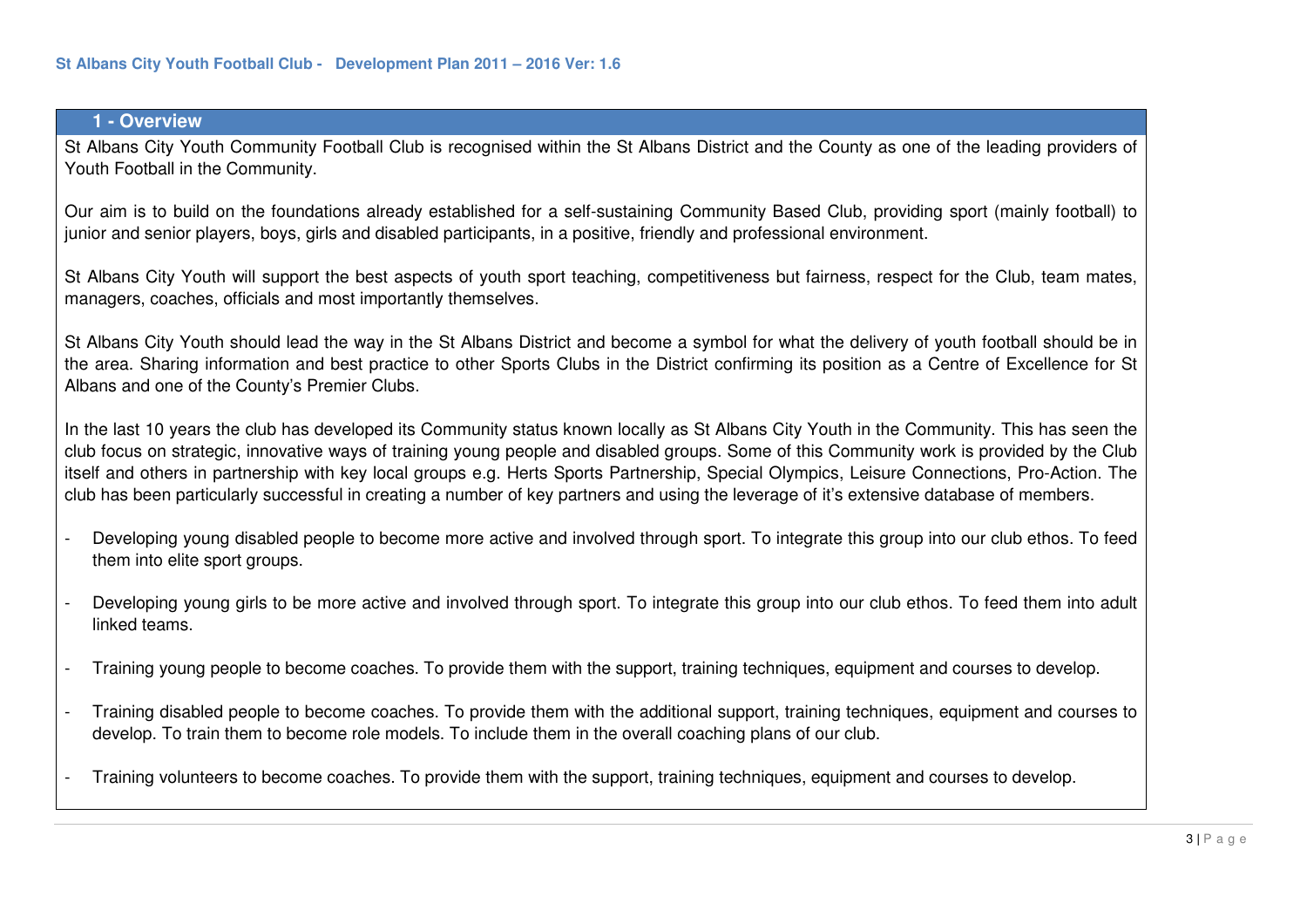## 1 - Overview

St Albans City Youth Community Football Club is recognised within the St Albans District and the County as one of the leading providers of Youth Football in the Community.

Our aim is to build on the foundations already established for a self-sustaining Community Based Club, providing sport (mainly football) to junior and senior players, boys, girls and disabled participants, in a positive, friendly and professional environment.

St Albans City Youth will support the best aspects of youth sport teaching, competitiveness but fairness, respect for the Club, team mates, managers, coaches, officials and most importantly themselves.

St Albans City Youth should lead the way in the St Albans District and become a symbol for what the delivery of youth football should be in the area. Sharing information and best practice to other Sports Clubs in the District confirming its position as a Centre of Excellence for St Albans and one of the County's Premier Clubs.

In the last 10 years the club has developed its Community status known locally as St Albans City Youth in the Community. This has seen the club focus on strategic, innovative ways of training young people and disabled groups. Some of this Community work is provided by the Club itself and others in partnership with key local groups e.g. Herts Sports Partnership, Special Olympics, Leisure Connections, Pro-Action. The club has been particularly successful in creating a number of key partners and using the leverage of it's extensive database of members.

- Developing young disabled people to become more active and involved through sport. To integrate this group into our club ethos. To feed them into elite sport groups.
- Developing young girls to be more active and involved through sport. To integrate this group into our club ethos. To feed them into adult linked teams.
- Training young people to become coaches. To provide them with the support, training techniques, equipment and courses to develop.
- Training disabled people to become coaches. To provide them with the additional support, training techniques, equipment and courses to develop. To train them to become role models. To include them in the overall coaching plans of our club.
- Training volunteers to become coaches. To provide them with the support, training techniques, equipment and courses to develop.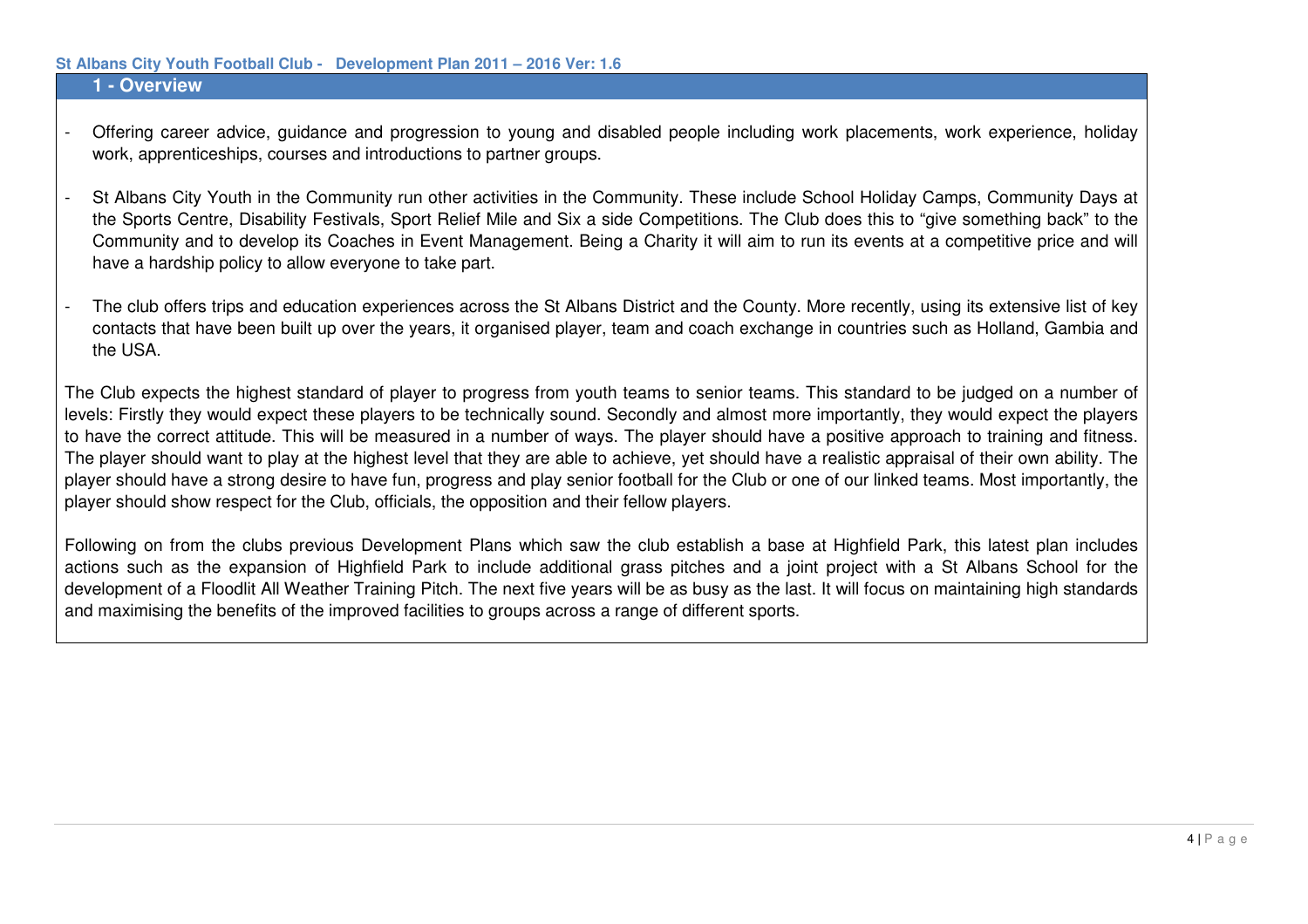## 1 - Overview

- Offering career advice, guidance and progression to young and disabled people including work placements, work experience, holiday work, apprenticeships, courses and introductions to partner groups.

- St Albans City Youth in the Community run other activities in the Community. These include School Holiday Camps, Community Days at the Sports Centre, Disability Festivals, Sport Relief Mile and Six a side Competitions. The Club does this to “give something back” to the Community and to develop its Coaches in Event Management. Being a Charity it will aim to run its events at a competitive price and will have a hardship policy to allow everyone to take part.

- The club offers trips and education experiences across the St Albans District and the County. More recently, using its extensive list of key contacts that have been built up over the years, it organised player, team and coach exchange in countries such as Holland, Gambia and the USA.

The Club expects the highest standard of player to progress from youth teams to senior teams. This standard to be judged on a number of levels: Firstly they would expect these players to be technically sound. Secondly and almost more importantly, they would expect the players to have the correct attitude. This will be measured in a number of ways. The player should have a positive approach to training and fitness. The player should want to play at the highest level that they are able to achieve, yet should have a realistic appraisal of their own ability. The player should have a strong desire to have fun, progress and play senior football for the Club or one of our linked teams. Most importantly, the player should show respect for the Club, officials, the opposition and their fellow players.

Following on from the clubs previous Development Plans which saw the club establish a base at Highfield Park, this latest plan includes actions such as the expansion of Highfield Park to include additional grass pitches and a joint project with a St Albans School for the development of a Floodlit All Weather Training Pitch. The next five years will be as busy as the last. It will focus on maintaining high standards and maximising the benefits of the improved facilities to groups across a range of different sports.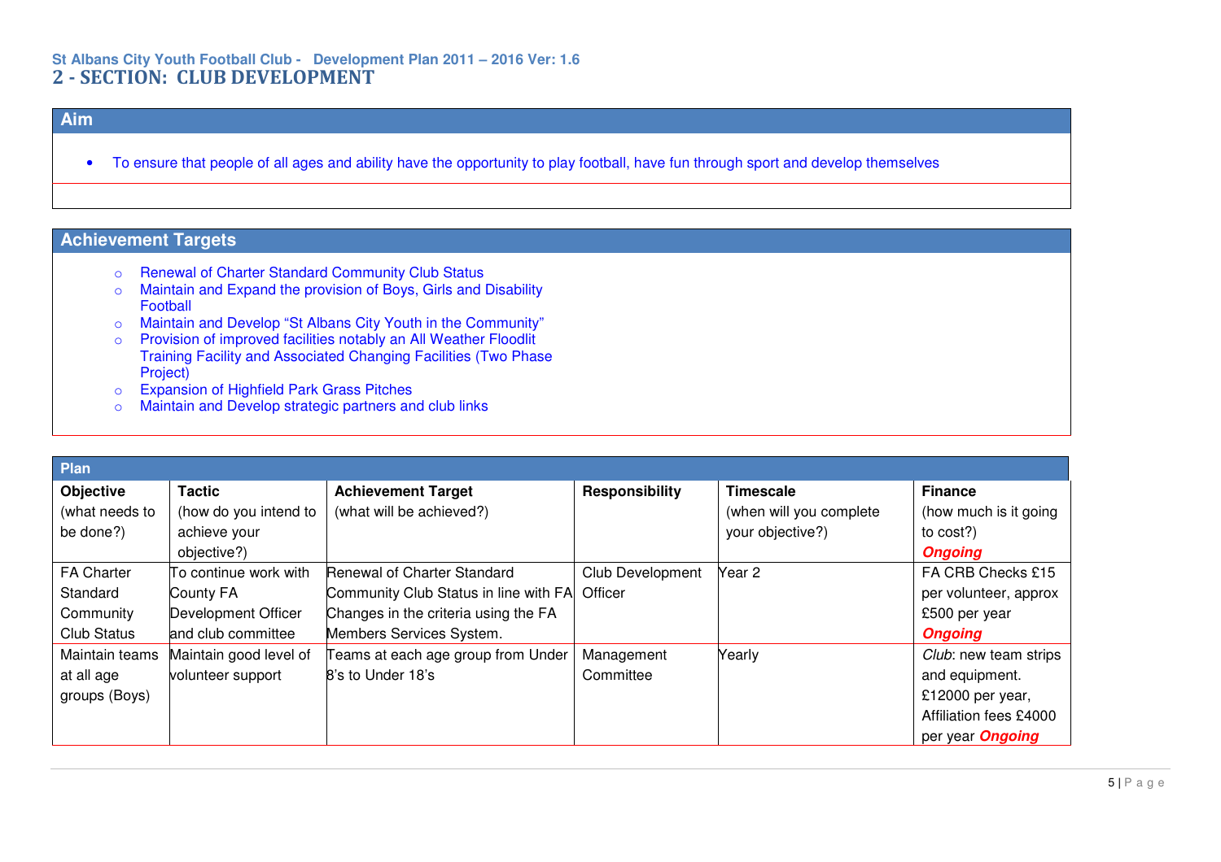## 2 - SECTION: CLUB DEVELOPMENT

### Aim

- To ensure that people of all ages and ability have the opportunity to play football, have fun through sport and develop themselves

### Achievement Targets

- Renewal of Charter Standard Community Club Status
- Maintain and Expand the provision of Boys, Girls and Disability Football
- Maintain and Develop "St Albans City Youth in the Community"
- Provision of improved facilities notably an All Weather Floodlit Training Facility and Associated Changing Facilities (Two Phase Project)
- Expansion of Highfield Park Grass Pitches
- Maintain and Develop strategic partners and club links

### Plan

| **Objective** (what needs to be done?) | **Tactic** (how do you intend to achieve your objective?) | **Achievement Target** (what will be achieved?) | **Responsibility** | **Timescale** (when will you complete your objective?) | **Finance** (how much is it going to cost?) ***Ongoing*** |
|---|---|---|---|---|---|
| FA Charter Standard Community Club Status | To continue work with County FA Development Officer and club committee | Renewal of Charter Standard Community Club Status in line with FA Changes in the criteria using the FA Members Services System. | Club Development Officer | Year 2 | FA CRB Checks £15 per volunteer, approx £500 per year ***Ongoing*** |
| Maintain teams at all age groups (Boys) | Maintain good level of volunteer support | Teams at each age group from Under 8's to Under 18's | Management Committee | Yearly | *Club*: new team strips and equipment. £12000 per year, Affiliation fees £4000 per year ***Ongoing*** |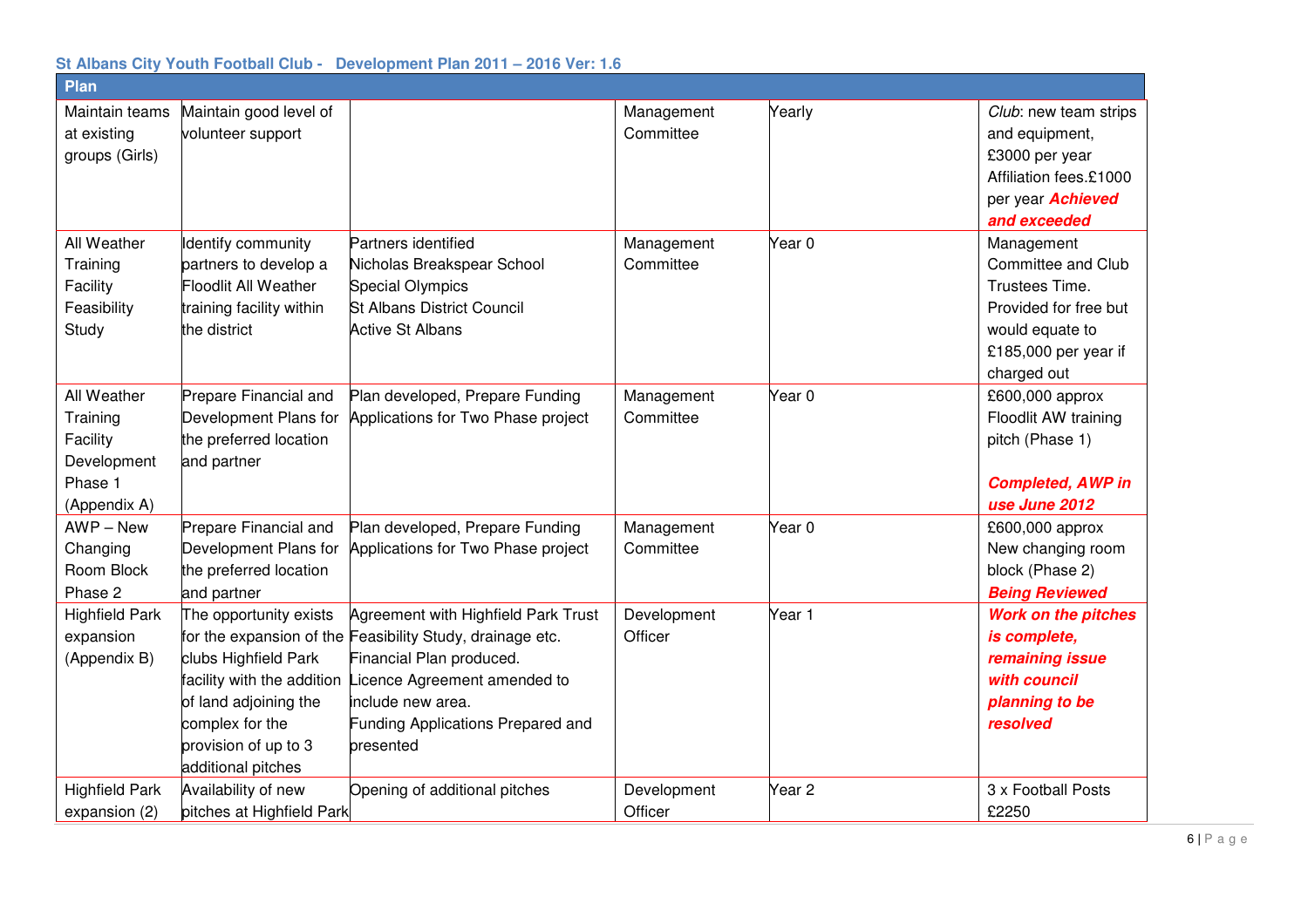**St Albans City Youth Football Club - Development Plan 2011 – 2016 Ver: 1.6**

| Plan | | | | | |
|---|---|---|---|---|---|
| Maintain teams at existing groups (Girls) | Maintain good level of volunteer support | | Management Committee | Yearly | *Club*: new team strips and equipment, £3000 per year Affiliation fees.£1000 per year ***Achieved and exceeded*** |
| All Weather Training Facility Feasibility Study | Identify community partners to develop a Floodlit All Weather training facility within the district | Partners identified Nicholas Breakspear School Special Olympics St Albans District Council Active St Albans | Management Committee | Year 0 | Management Committee and Club Trustees Time. Provided for free but would equate to £185,000 per year if charged out |
| All Weather Training Facility Development Phase 1 (Appendix A) | Prepare Financial and Development Plans for the preferred location and partner | Plan developed, Prepare Funding Applications for Two Phase project | Management Committee | Year 0 | £600,000 approx Floodlit AW training pitch (Phase 1) ***Completed, AWP in use June 2012*** |
| AWP – New Changing Room Block Phase 2 | Prepare Financial and Development Plans for the preferred location and partner | Plan developed, Prepare Funding Applications for Two Phase project | Management Committee | Year 0 | £600,000 approx New changing room block (Phase 2) ***Being Reviewed*** |
| Highfield Park expansion (Appendix B) | The opportunity exists for the expansion of the clubs Highfield Park facility with the addition of land adjoining the complex for the provision of up to 3 additional pitches | Agreement with Highfield Park Trust Feasibility Study, drainage etc. Financial Plan produced. Licence Agreement amended to include new area. Funding Applications Prepared and presented | Development Officer | Year 1 | ***Work on the pitches is complete, remaining issue with council planning to be resolved*** |
| Highfield Park expansion (2) | Availability of new pitches at Highfield Park | Opening of additional pitches | Development Officer | Year 2 | 3 x Football Posts £2250 |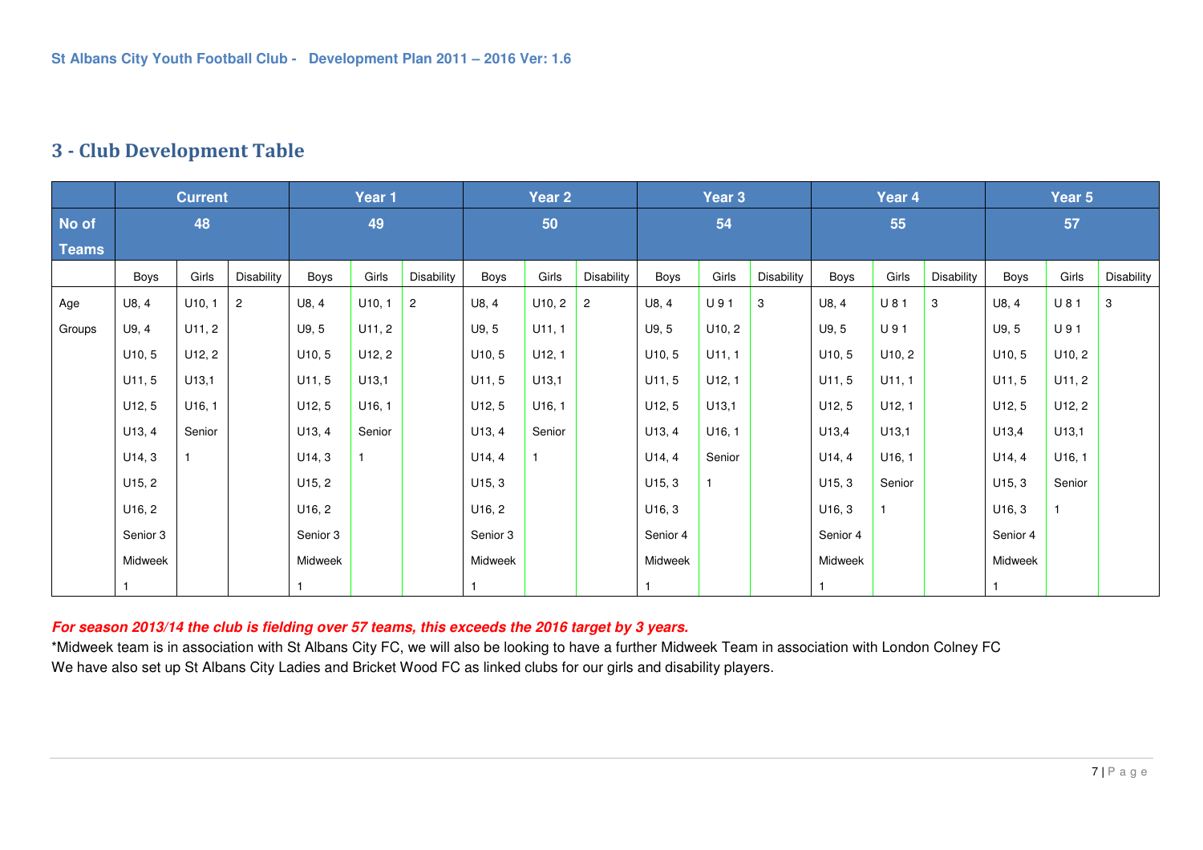## 3 - Club Development Table

| | Current | | | Year 1 | | | Year 2 | | | Year 3 | | | Year 4 | | | Year 5 | | |
|---|---|---|---|---|---|---|---|---|---|---|---|---|---|---|---|---|---|---|
| No of Teams | 48 | | | 49 | | | 50 | | | 54 | | | 55 | | | 57 | | |
| | Boys | Girls | Disability | Boys | Girls | Disability | Boys | Girls | Disability | Boys | Girls | Disability | Boys | Girls | Disability | Boys | Girls | Disability |
| Age | U8, 4 | U10, 1 | 2 | U8, 4 | U10, 1 | 2 | U8, 4 | U10, 2 | 2 | U8, 4 | U 9 1 | 3 | U8, 4 | U 8 1 | 3 | U8, 4 | U 8 1 | 3 |
| Groups | U9, 4 | U11, 2 | | U9, 5 | U11, 2 | | U9, 5 | U11, 1 | | U9, 5 | U10, 2 | | U9, 5 | U 9 1 | | U9, 5 | U 9 1 | |
| | U10, 5 | U12, 2 | | U10, 5 | U12, 2 | | U10, 5 | U12, 1 | | U10, 5 | U11, 1 | | U10, 5 | U10, 2 | | U10, 5 | U10, 2 | |
| | U11, 5 | U13,1 | | U11, 5 | U13,1 | | U11, 5 | U13,1 | | U11, 5 | U12, 1 | | U11, 5 | U11, 1 | | U11, 5 | U11, 2 | |
| | U12, 5 | U16, 1 | | U12, 5 | U16, 1 | | U12, 5 | U16, 1 | | U12, 5 | U13,1 | | U12, 5 | U12, 1 | | U12, 5 | U12, 2 | |
| | U13, 4 | Senior | | U13, 4 | Senior | | U13, 4 | Senior | | U13, 4 | U16, 1 | | U13,4 | U13,1 | | U13,4 | U13,1 | |
| | U14, 3 | 1 | | U14, 3 | 1 | | U14, 4 | 1 | | U14, 4 | Senior | | U14, 4 | U16, 1 | | U14, 4 | U16, 1 | |
| | U15, 2 | | | U15, 2 | | | U15, 3 | | | U15, 3 | 1 | | U15, 3 | Senior | | U15, 3 | Senior | |
| | U16, 2 | | | U16, 2 | | | U16, 2 | | | U16, 3 | | | U16, 3 | 1 | | U16, 3 | 1 | |
| | Senior 3 | | | Senior 3 | | | Senior 3 | | | Senior 4 | | | Senior 4 | | | Senior 4 | | |
| | Midweek 1 | | | Midweek 1 | | | Midweek 1 | | | Midweek 1 | | | Midweek 1 | | | Midweek 1 | | |

***For season 2013/14 the club is fielding over 57 teams, this exceeds the 2016 target by 3 years.***

*Midweek team is in association with St Albans City FC, we will also be looking to have a further Midweek Team in association with London Colney FC

We have also set up St Albans City Ladies and Bricket Wood FC as linked clubs for our girls and disability players.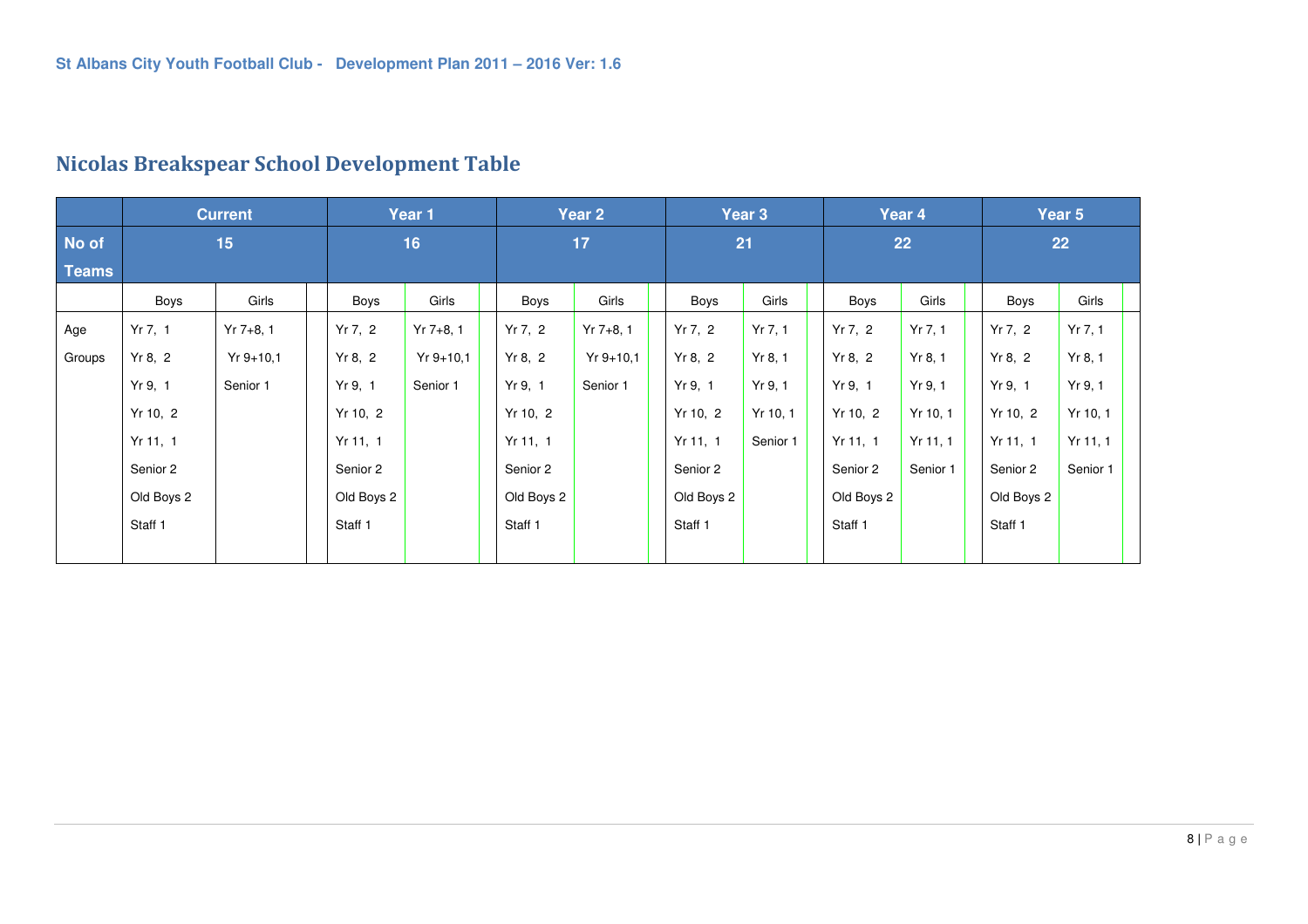## Nicolas Breakspear School Development Table

| | Current | | | Year 1 | | | Year 2 | | | Year 3 | | | Year 4 | | | Year 5 | | |
|---|---|---|---|---|---|---|---|---|---|---|---|---|---|---|---|---|---|---|
| **No of Teams** | 15 | | | 16 | | | 17 | | | 21 | | | 22 | | | 22 | | |
| | Boys | Girls | | Boys | Girls | | Boys | Girls | | Boys | Girls | | Boys | Girls | | Boys | Girls | |
| Age Groups | Yr 7, 1 | Yr 7+8, 1 | | Yr 7, 2 | Yr 7+8, 1 | | Yr 7, 2 | Yr 7+8, 1 | | Yr 7, 2 | Yr 7, 1 | | Yr 7, 2 | Yr 7, 1 | | Yr 7, 2 | Yr 7, 1 | |
| | Yr 8, 2 | Yr 9+10,1 | | Yr 8, 2 | Yr 9+10,1 | | Yr 8, 2 | Yr 9+10,1 | | Yr 8, 2 | Yr 8, 1 | | Yr 8, 2 | Yr 8, 1 | | Yr 8, 2 | Yr 8, 1 | |
| | Yr 9, 1 | Senior 1 | | Yr 9, 1 | Senior 1 | | Yr 9, 1 | Senior 1 | | Yr 9, 1 | Yr 9, 1 | | Yr 9, 1 | Yr 9, 1 | | Yr 9, 1 | Yr 9, 1 | |
| | Yr 10, 2 | | | Yr 10, 2 | | | Yr 10, 2 | | | Yr 10, 2 | Yr 10, 1 | | Yr 10, 2 | Yr 10, 1 | | Yr 10, 2 | Yr 10, 1 | |
| | Yr 11, 1 | | | Yr 11, 1 | | | Yr 11, 1 | | | Yr 11, 1 | Senior 1 | | Yr 11, 1 | Yr 11, 1 | | Yr 11, 1 | Yr 11, 1 | |
| | Senior 2 | | | Senior 2 | | | Senior 2 | | | Senior 2 | | | Senior 2 | Senior 1 | | Senior 2 | Senior 1 | |
| | Old Boys 2 | | | Old Boys 2 | | | Old Boys 2 | | | Old Boys 2 | | | Old Boys 2 | | | Old Boys 2 | | |
| | Staff 1 | | | Staff 1 | | | Staff 1 | | | Staff 1 | | | Staff 1 | | | Staff 1 | | |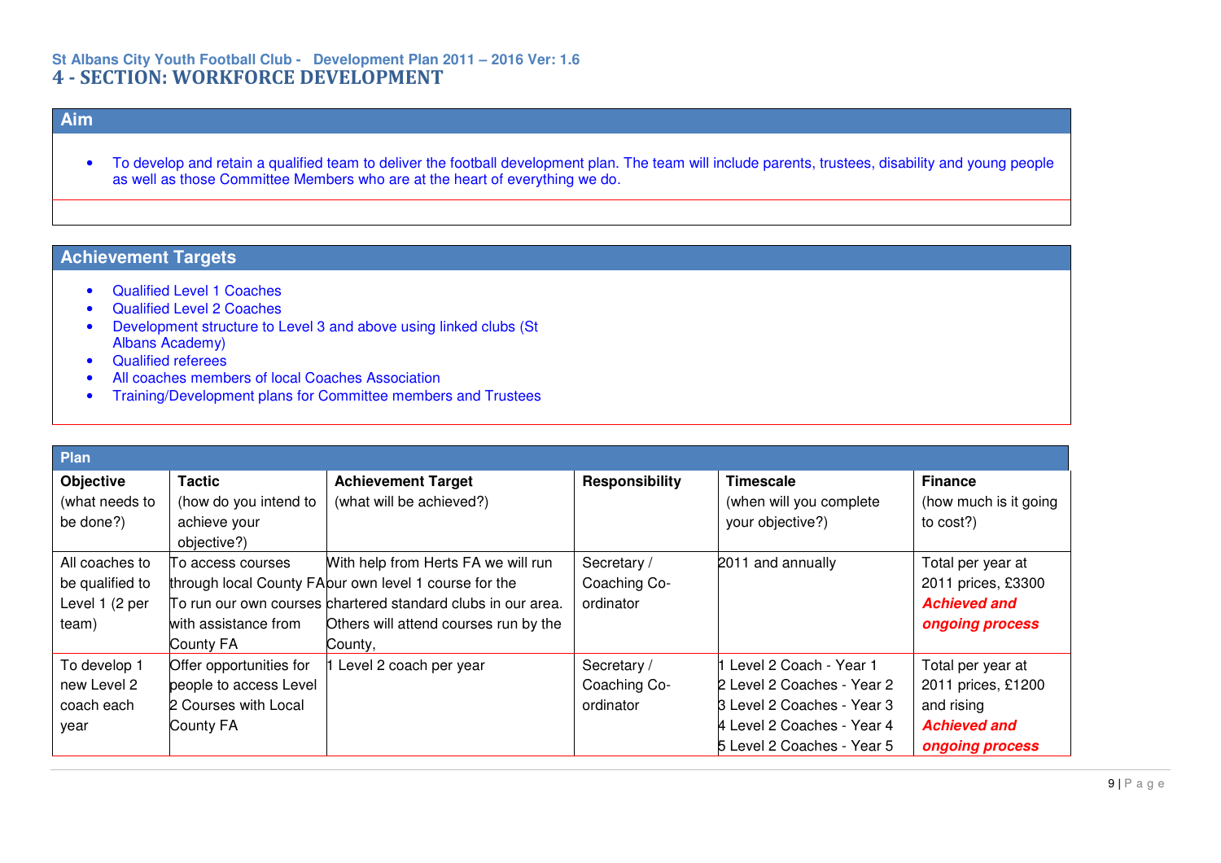St Albans City Youth Football Club - Development Plan 2011 – 2016 Ver: 1.6

# 4 - SECTION: WORKFORCE DEVELOPMENT

## Aim

- To develop and retain a qualified team to deliver the football development plan. The team will include parents, trustees, disability and young people as well as those Committee Members who are at the heart of everything we do.

## Achievement Targets

- Qualified Level 1 Coaches
- Qualified Level 2 Coaches
- Development structure to Level 3 and above using linked clubs (St Albans Academy)
- Qualified referees
- All coaches members of local Coaches Association
- Training/Development plans for Committee members and Trustees

## Plan

| **Objective** (what needs to be done?) | **Tactic** (how do you intend to achieve your objective?) | **Achievement Target** (what will be achieved?) | **Responsibility** | **Timescale** (when will you complete your objective?) | **Finance** (how much is it going to cost?) |
|---|---|---|---|---|---|
| All coaches to be qualified to Level 1 (2 per team) | To access courses through local County FA To run our own courses with assistance from County FA | With help from Herts FA we will run our own level 1 course for the chartered standard clubs in our area. Others will attend courses run by the County, | Secretary / Coaching Co-ordinator | 2011 and annually | Total per year at 2011 prices, £3300 ***Achieved and ongoing process*** |
| To develop 1 new Level 2 coach each year | Offer opportunities for people to access Level 2 Courses with Local County FA | 1 Level 2 coach per year | Secretary / Coaching Co-ordinator | 1 Level 2 Coach - Year 1<br>2 Level 2 Coaches - Year 2<br>3 Level 2 Coaches - Year 3<br>4 Level 2 Coaches - Year 4<br>5 Level 2 Coaches - Year 5 | Total per year at 2011 prices, £1200 and rising ***Achieved and ongoing process*** |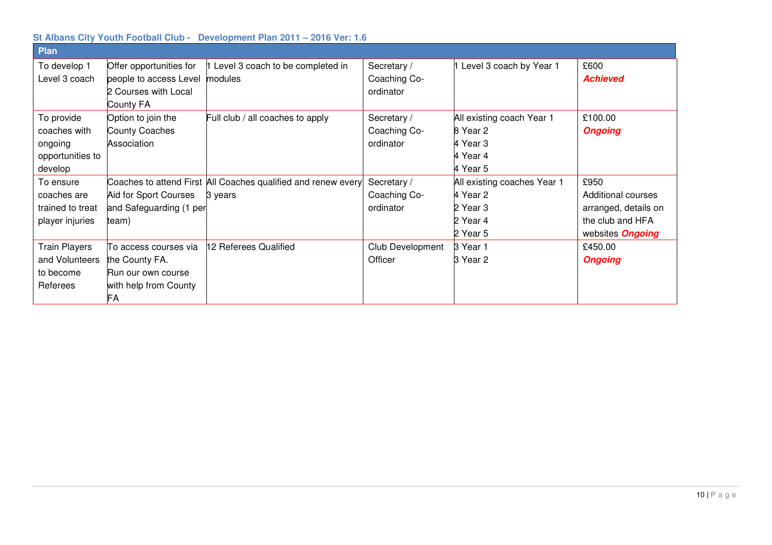**St Albans City Youth Football Club - Development Plan 2011 – 2016 Ver: 1.6**

| Plan | | | | | |
|---|---|---|---|---|---|
| To develop 1 Level 3 coach | Offer opportunities for people to access Level 2 Courses with Local County FA | 1 Level 3 coach to be completed in modules | Secretary / Coaching Co-ordinator | 1 Level 3 coach by Year 1 | £600 ***Achieved*** |
| To provide coaches with ongoing opportunities to develop | Option to join the County Coaches Association | Full club / all coaches to apply | Secretary / Coaching Co-ordinator | All existing coach Year 1<br>8 Year 2<br>4 Year 3<br>4 Year 4<br>4 Year 5 | £100.00 ***Ongoing*** |
| To ensure coaches are trained to treat player injuries | Coaches to attend First Aid for Sport Courses and Safeguarding (1 per team) | All Coaches qualified and renew every 3 years | Secretary / Coaching Co-ordinator | All existing coaches Year 1<br>4 Year 2<br>2 Year 3<br>2 Year 4<br>2 Year 5 | £950 Additional courses arranged, details on the club and HFA websites ***Ongoing*** |
| Train Players and Volunteers to become Referees | To access courses via the County FA.<br>Run our own course with help from County FA | 12 Referees Qualified | Club Development Officer | 3 Year 1<br>3 Year 2 | £450.00 ***Ongoing*** |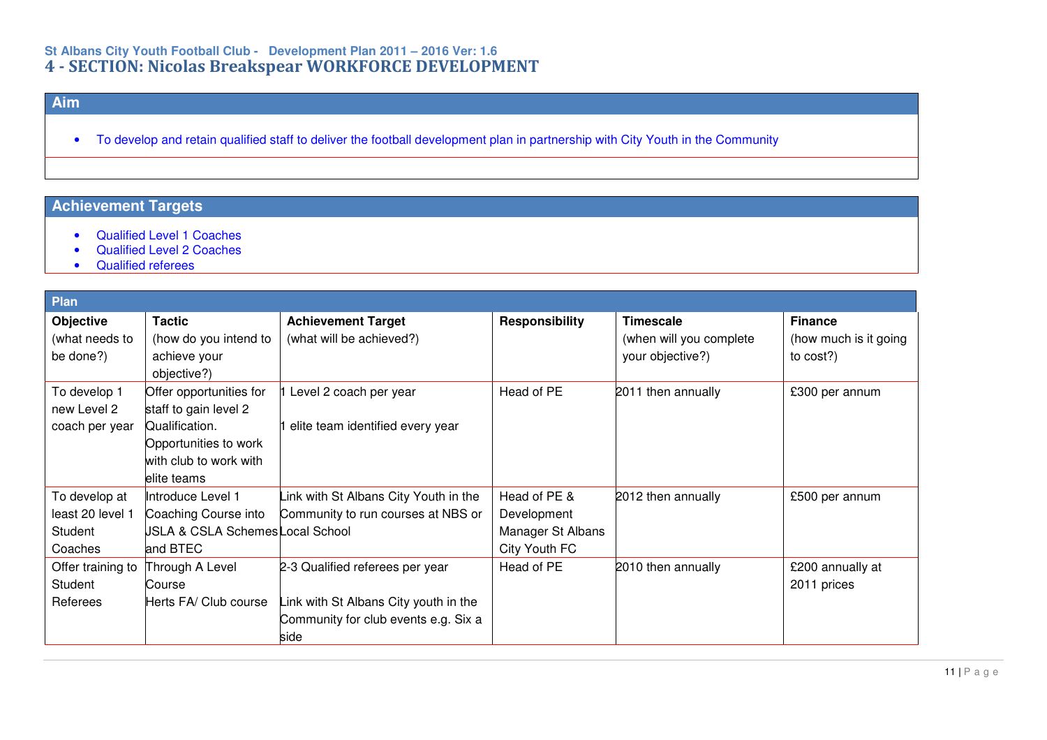St Albans City Youth Football Club - Development Plan 2011 – 2016 Ver: 1.6

# 4 - SECTION: Nicolas Breakspear WORKFORCE DEVELOPMENT

## Aim

- To develop and retain qualified staff to deliver the football development plan in partnership with City Youth in the Community

## Achievement Targets

- Qualified Level 1 Coaches
- Qualified Level 2 Coaches
- Qualified referees

## Plan

| Objective (what needs to be done?) | Tactic (how do you intend to achieve your objective?) | Achievement Target (what will be achieved?) | Responsibility | Timescale (when will you complete your objective?) | Finance (how much is it going to cost?) |
|---|---|---|---|---|---|
| To develop 1 new Level 2 coach per year | Offer opportunities for staff to gain level 2 Qualification. Opportunities to work with club to work with elite teams | 1 Level 2 coach per year<br><br>1 elite team identified every year | Head of PE | 2011 then annually | £300 per annum |
| To develop at least 20 level 1 Student Coaches | Introduce Level 1 Coaching Course into JSLA & CSLA Schemes and BTEC | Link with St Albans City Youth in the Community to run courses at NBS or Local School | Head of PE & Development Manager St Albans City Youth FC | 2012 then annually | £500 per annum |
| Offer training to Student Referees | Through A Level Course<br>Herts FA/ Club course | 2-3 Qualified referees per year<br><br>Link with St Albans City youth in the Community for club events e.g. Six a side | Head of PE | 2010 then annually | £200 annually at 2011 prices |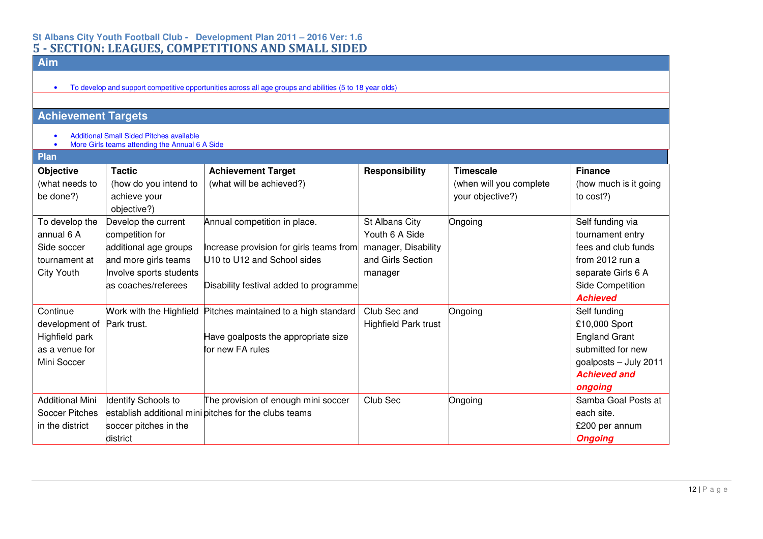St Albans City Youth Football Club - Development Plan 2011 – 2016 Ver: 1.6

# 5 - SECTION: LEAGUES, COMPETITIONS AND SMALL SIDED

## Aim

- To develop and support competitive opportunities across all age groups and abilities (5 to 18 year olds)

## Achievement Targets

- Additional Small Sided Pitches available
- More Girls teams attending the Annual 6 A Side

## Plan

| **Objective** (what needs to be done?) | **Tactic** (how do you intend to achieve your objective?) | **Achievement Target** (what will be achieved?) | **Responsibility** | **Timescale** (when will you complete your objective?) | **Finance** (how much is it going to cost?) |
|---|---|---|---|---|---|
| To develop the annual 6 A Side soccer tournament at City Youth | Develop the current competition for additional age groups and more girls teams Involve sports students as coaches/referees | Annual competition in place.<br><br>Increase provision for girls teams from U10 to U12 and School sides<br><br>Disability festival added to programme | St Albans City Youth 6 A Side manager, Disability and Girls Section manager | Ongoing | Self funding via tournament entry fees and club funds from 2012 run a separate Girls 6 A Side Competition ***Achieved*** |
| Continue development of Highfield park as a venue for Mini Soccer | Work with the Highfield Park trust. | Pitches maintained to a high standard<br><br>Have goalposts the appropriate size for new FA rules | Club Sec and Highfield Park trust | Ongoing | Self funding £10,000 Sport England Grant submitted for new goalposts – July 2011 ***Achieved and ongoing*** |
| Additional Mini Soccer Pitches in the district | Identify Schools to establish additional mini soccer pitches in the district | The provision of enough mini soccer pitches for the clubs teams | Club Sec | Ongoing | Samba Goal Posts at each site. £200 per annum ***Ongoing*** |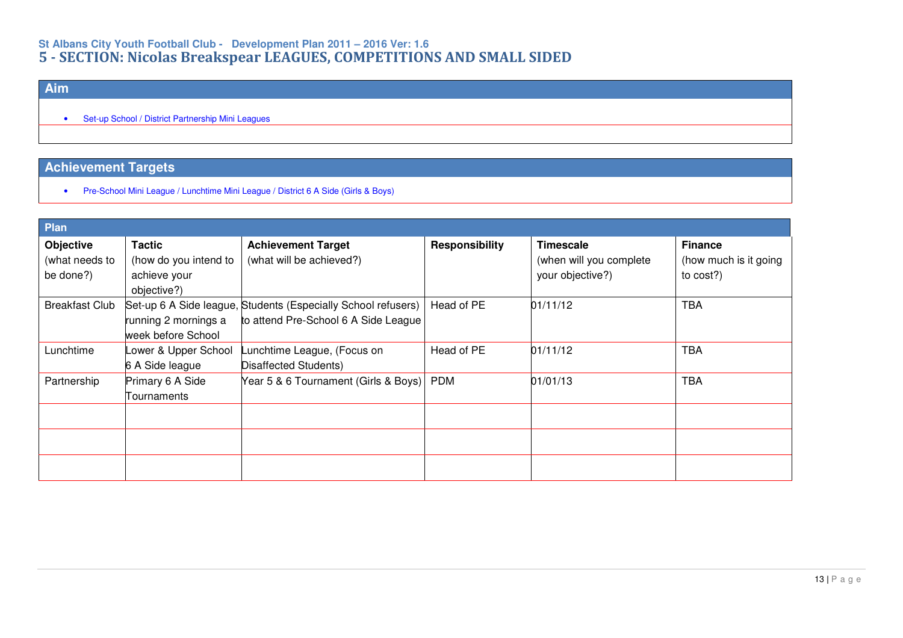**St Albans City Youth Football Club - Development Plan 2011 – 2016 Ver: 1.6**

# 5 - SECTION: Nicolas Breakspear LEAGUES, COMPETITIONS AND SMALL SIDED

## Aim

- Set-up School / District Partnership Mini Leagues

## Achievement Targets

- Pre-School Mini League / Lunchtime Mini League / District 6 A Side (Girls & Boys)

## Plan

| **Objective** (what needs to be done?) | **Tactic** (how do you intend to achieve your objective?) | **Achievement Target** (what will be achieved?) | **Responsibility** | **Timescale** (when will you complete your objective?) | **Finance** (how much is it going to cost?) |
|---|---|---|---|---|---|
| Breakfast Club | Set-up 6 A Side league, running 2 mornings a week before School | Students (Especially School refusers) to attend Pre-School 6 A Side League | Head of PE | 01/11/12 | TBA |
| Lunchtime | Lower & Upper School 6 A Side league | Lunchtime League, (Focus on Disaffected Students) | Head of PE | 01/11/12 | TBA |
| Partnership | Primary 6 A Side Tournaments | Year 5 & 6 Tournament (Girls & Boys) | PDM | 01/01/13 | TBA |
| | | | | | |
| | | | | | |
| | | | | | |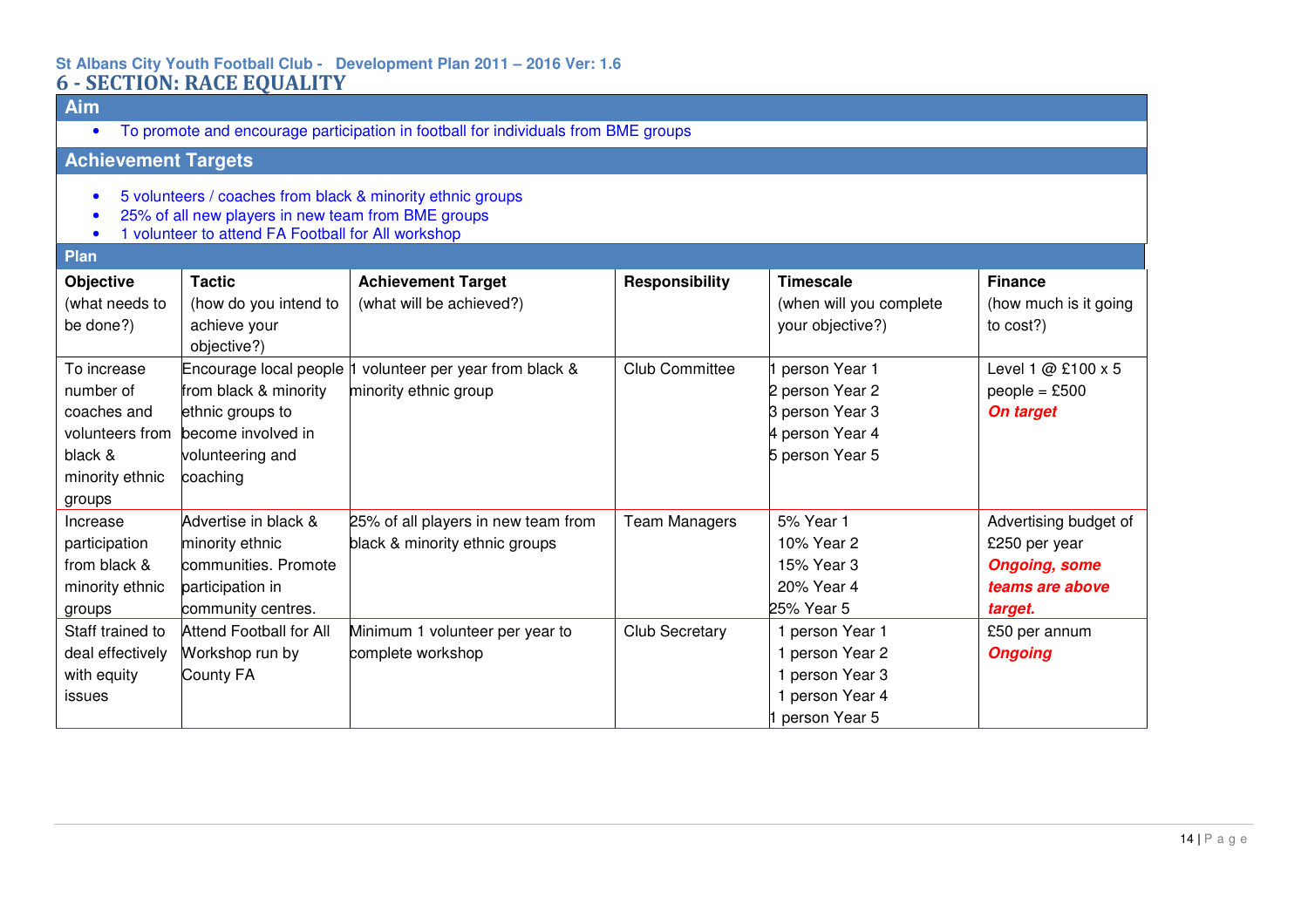St Albans City Youth Football Club - Development Plan 2011 – 2016 Ver: 1.6

# 6 - SECTION: RACE EQUALITY

## Aim

- To promote and encourage participation in football for individuals from BME groups

## Achievement Targets

- 5 volunteers / coaches from black & minority ethnic groups
- 25% of all new players in new team from BME groups
- 1 volunteer to attend FA Football for All workshop

## Plan

| **Objective** (what needs to be done?) | **Tactic** (how do you intend to achieve your objective?) | **Achievement Target** (what will be achieved?) | **Responsibility** | **Timescale** (when will you complete your objective?) | **Finance** (how much is it going to cost?) |
|---|---|---|---|---|---|
| To increase number of coaches and volunteers from black & minority ethnic groups | Encourage local people from black & minority ethnic groups to become involved in volunteering and coaching | 1 volunteer per year from black & minority ethnic group | Club Committee | 1 person Year 1<br>2 person Year 2<br>3 person Year 3<br>4 person Year 4<br>5 person Year 5 | Level 1 @ £100 x 5 people = £500<br>***On target*** |
| Increase participation from black & minority ethnic groups | Advertise in black & minority ethnic communities. Promote participation in community centres. | 25% of all players in new team from black & minority ethnic groups | Team Managers | 5% Year 1<br>10% Year 2<br>15% Year 3<br>20% Year 4<br>25% Year 5 | Advertising budget of £250 per year<br>***Ongoing, some teams are above target.*** |
| Staff trained to deal effectively with equity issues | Attend Football for All Workshop run by County FA | Minimum 1 volunteer per year to complete workshop | Club Secretary | 1 person Year 1<br>1 person Year 2<br>1 person Year 3<br>1 person Year 4<br>1 person Year 5 | £50 per annum<br>***Ongoing*** |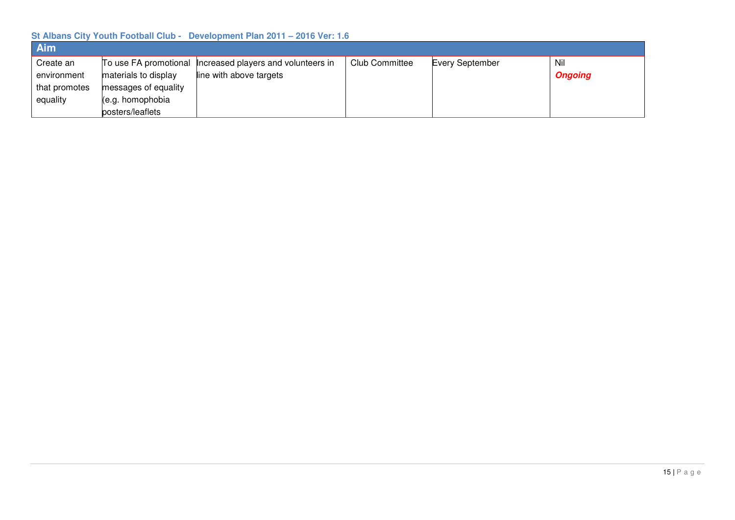| Aim | | | | | |
|---|---|---|---|---|---|
| Create an environment that promotes equality | To use FA promotional materials to display messages of equality (e.g. homophobia posters/leaflets | Increased players and volunteers in line with above targets | Club Committee | Every September | Nil ***Ongoing*** |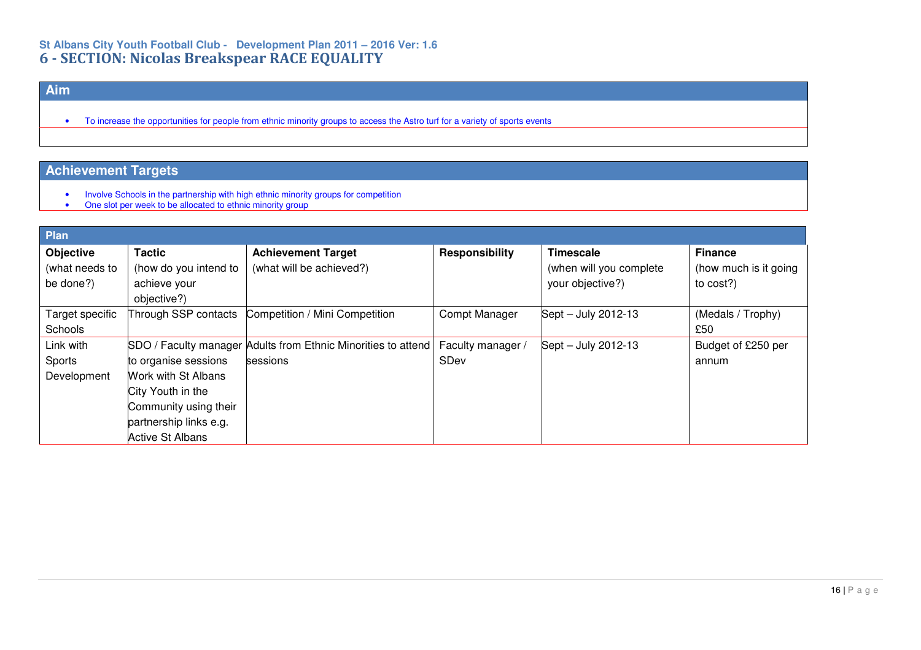St Albans City Youth Football Club - Development Plan 2011 – 2016 Ver: 1.6

# 6 - SECTION: Nicolas Breakspear RACE EQUALITY

## Aim

- To increase the opportunities for people from ethnic minority groups to access the Astro turf for a variety of sports events

## Achievement Targets

- Involve Schools in the partnership with high ethnic minority groups for competition
- One slot per week to be allocated to ethnic minority group

## Plan

| **Objective** (what needs to be done?) | **Tactic** (how do you intend to achieve your objective?) | **Achievement Target** (what will be achieved?) | **Responsibility** | **Timescale** (when will you complete your objective?) | **Finance** (how much is it going to cost?) |
|---|---|---|---|---|---|
| Target specific Schools | Through SSP contacts | Competition / Mini Competition | Compt Manager | Sept – July 2012-13 | (Medals / Trophy) £50 |
| Link with Sports Development | SDO / Faculty manager to organise sessions Work with St Albans City Youth in the Community using their partnership links e.g. Active St Albans | Adults from Ethnic Minorities to attend sessions | Faculty manager / SDev | Sept – July 2012-13 | Budget of £250 per annum |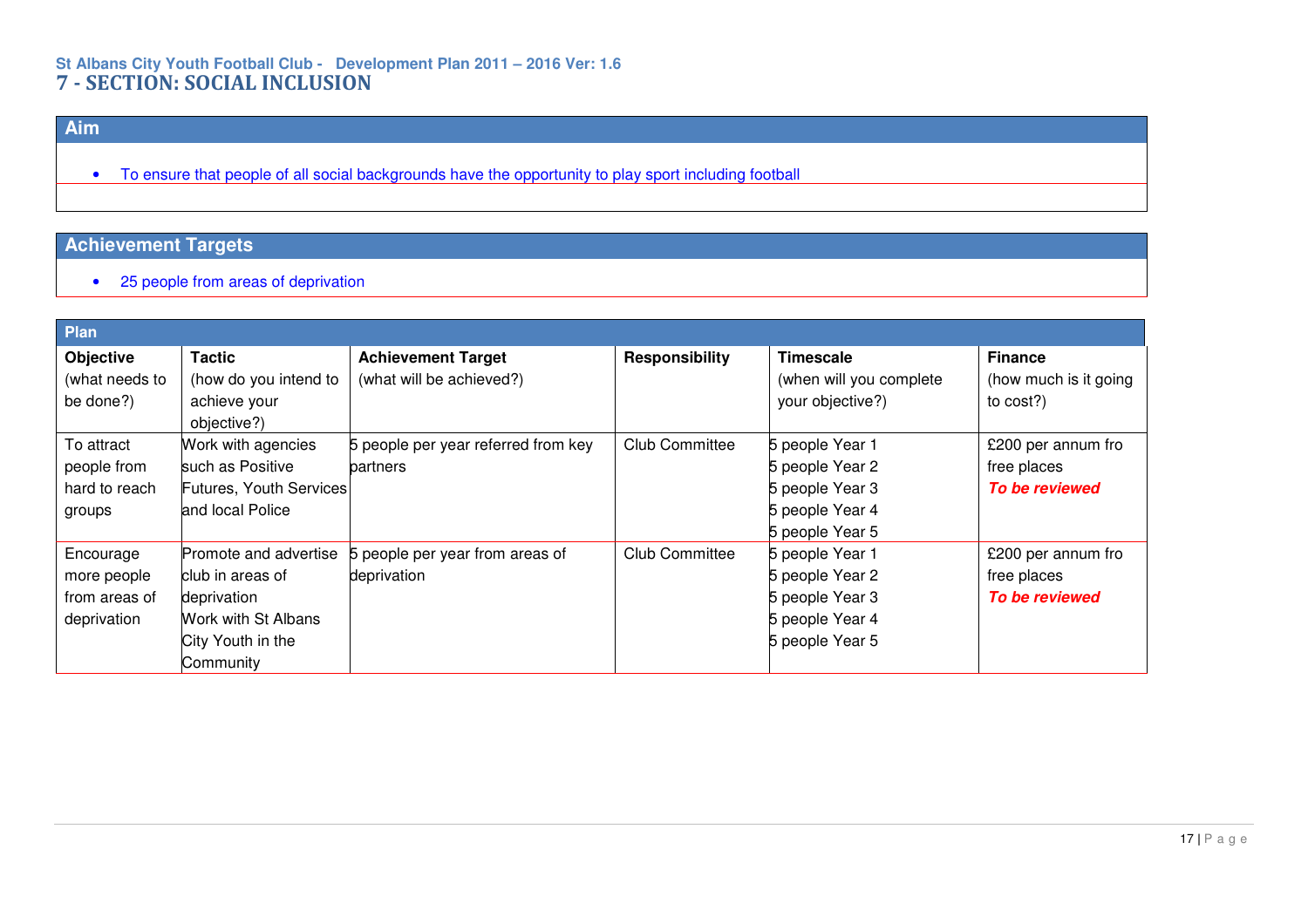St Albans City Youth Football Club - Development Plan 2011 – 2016 Ver: 1.6

# 7 - SECTION: SOCIAL INCLUSION

## Aim

- To ensure that people of all social backgrounds have the opportunity to play sport including football

## Achievement Targets

- 25 people from areas of deprivation

## Plan

| **Objective** (what needs to be done?) | **Tactic** (how do you intend to achieve your objective?) | **Achievement Target** (what will be achieved?) | **Responsibility** | **Timescale** (when will you complete your objective?) | **Finance** (how much is it going to cost?) |
|---|---|---|---|---|---|
| To attract people from hard to reach groups | Work with agencies such as Positive Futures, Youth Services and local Police | 5 people per year referred from key partners | Club Committee | 5 people Year 1<br>5 people Year 2<br>5 people Year 3<br>5 people Year 4<br>5 people Year 5 | £200 per annum fro free places<br>***To be reviewed*** |
| Encourage more people from areas of deprivation | Promote and advertise club in areas of deprivation<br>Work with St Albans City Youth in the Community | 5 people per year from areas of deprivation | Club Committee | 5 people Year 1<br>5 people Year 2<br>5 people Year 3<br>5 people Year 4<br>5 people Year 5 | £200 per annum fro free places<br>***To be reviewed*** |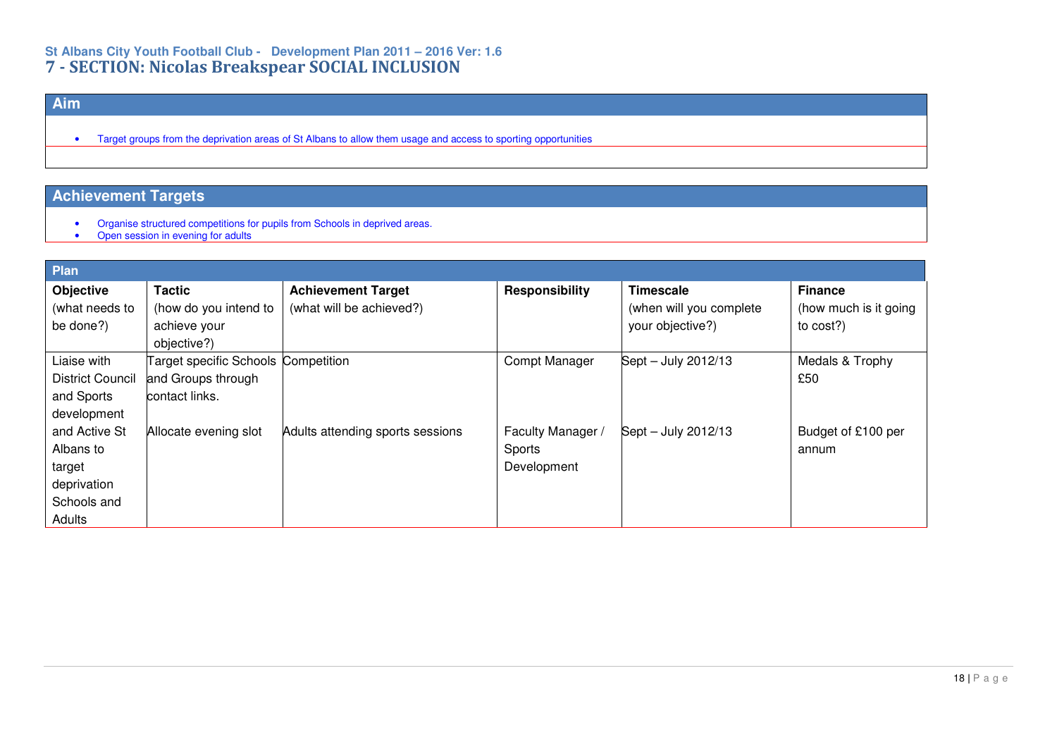St Albans City Youth Football Club - Development Plan 2011 – 2016 Ver: 1.6

# 7 - SECTION: Nicolas Breakspear SOCIAL INCLUSION

## Aim

- Target groups from the deprivation areas of St Albans to allow them usage and access to sporting opportunities

## Achievement Targets

- Organise structured competitions for pupils from Schools in deprived areas.
- Open session in evening for adults

## Plan

| **Objective** (what needs to be done?) | **Tactic** (how do you intend to achieve your objective?) | **Achievement Target** (what will be achieved?) | **Responsibility** | **Timescale** (when will you complete your objective?) | **Finance** (how much is it going to cost?) |
|---|---|---|---|---|---|
| Liaise with District Council and Sports development and Active St Albans to target deprivation Schools and Adults | Target specific Schools and Groups through contact links. | Competition | Compt Manager | Sept – July 2012/13 | Medals & Trophy £50 |
| | Allocate evening slot | Adults attending sports sessions | Faculty Manager / Sports Development | Sept – July 2012/13 | Budget of £100 per annum |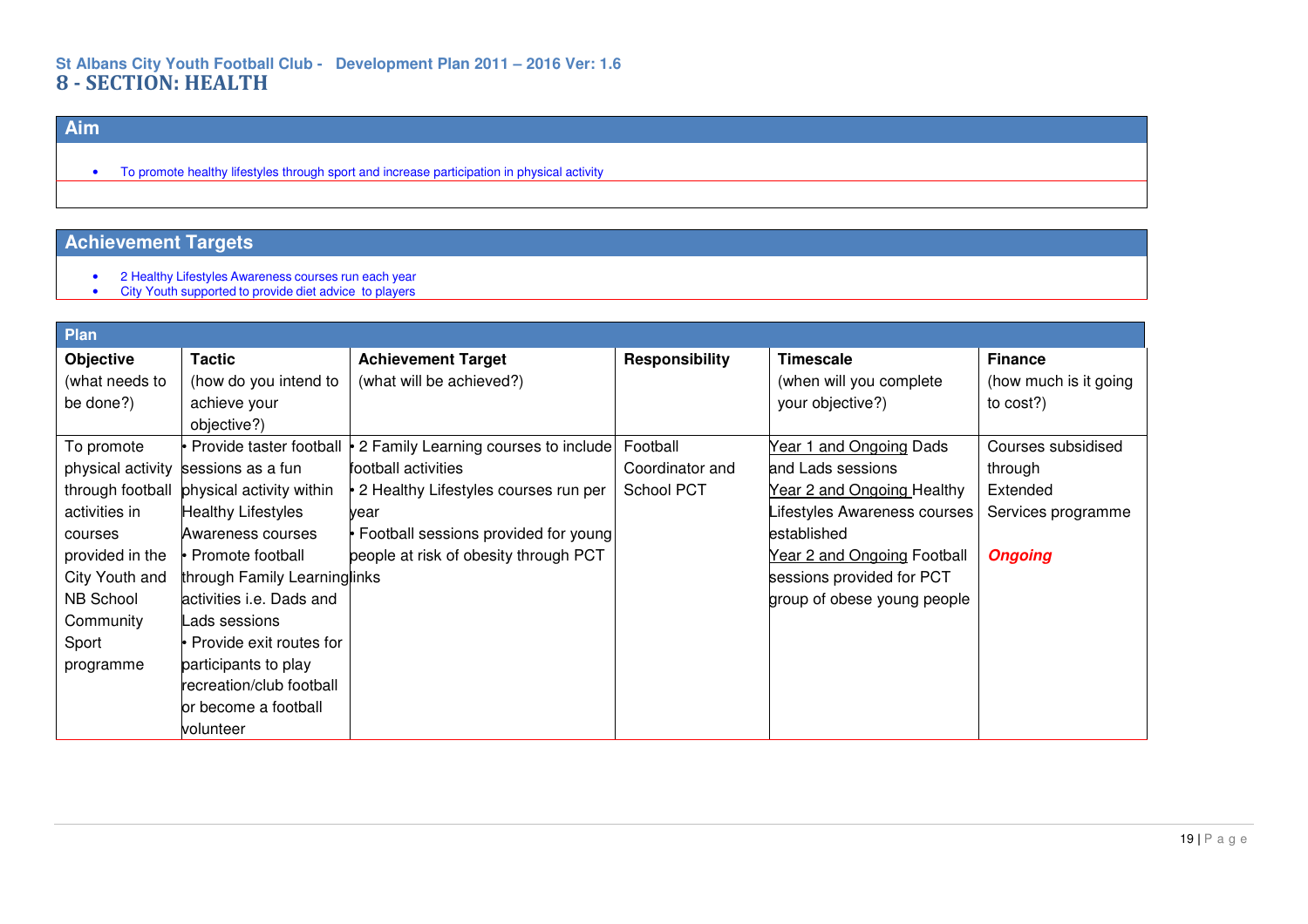St Albans City Youth Football Club - Development Plan 2011 – 2016 Ver: 1.6

# 8 - SECTION: HEALTH

## Aim

- To promote healthy lifestyles through sport and increase participation in physical activity

## Achievement Targets

- 2 Healthy Lifestyles Awareness courses run each year
- City Youth supported to provide diet advice to players

## Plan

| **Objective** (what needs to be done?) | **Tactic** (how do you intend to achieve your objective?) | **Achievement Target** (what will be achieved?) | **Responsibility** | **Timescale** (when will you complete your objective?) | **Finance** (how much is it going to cost?) |
|---|---|---|---|---|---|
| To promote physical activity through football activities in courses provided in the City Youth and NB School Community Sport programme | • Provide taster football sessions as a fun physical activity within Healthy Lifestyles Awareness courses<br>• Promote football through Family Learning activities i.e. Dads and Lads sessions<br>• Provide exit routes for participants to play recreation/club football or become a football volunteer | • 2 Family Learning courses to include football activities<br>• 2 Healthy Lifestyles courses run per year<br>• Football sessions provided for young people at risk of obesity through PCT links | Football Coordinator and School PCT | Year 1 and Ongoing Dads and Lads sessions<br>Year 2 and Ongoing Healthy Lifestyles Awareness courses established<br>Year 2 and Ongoing Football sessions provided for PCT group of obese young people | Courses subsidised through Extended Services programme<br>***Ongoing*** |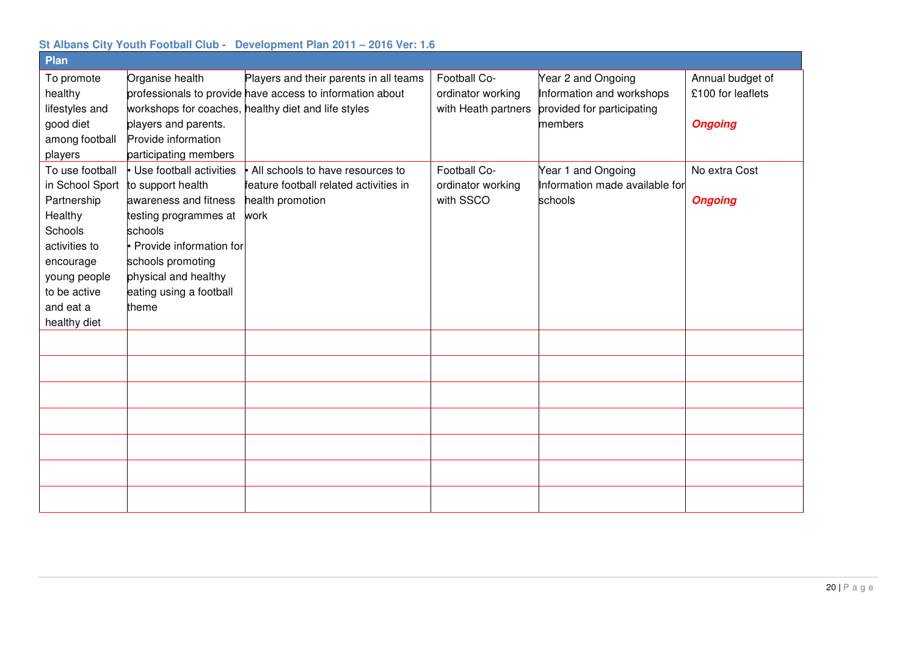### St Albans City Youth Football Club - Development Plan 2011 – 2016 Ver: 1.6

| Plan | | | | | |
|---|---|---|---|---|---|
| To promote healthy lifestyles and good diet among football players | Organise health professionals to provide workshops for coaches, players and parents. Provide information participating members | Players and their parents in all teams have access to information about healthy diet and life styles | Football Co-ordinator working with Heath partners | Year 2 and Ongoing Information and workshops provided for participating members | Annual budget of £100 for leaflets ***Ongoing*** |
| To use football in School Sport Partnership Healthy Schools activities to encourage young people to be active and eat a healthy diet | • Use football activities to support health awareness and fitness testing programmes at schools • Provide information for schools promoting physical and healthy eating using a football theme | • All schools to have resources to feature football related activities in health promotion work | Football Co-ordinator working with SSCO | Year 1 and Ongoing Information made available for schools | No extra Cost ***Ongoing*** |
| | | | | | |
| | | | | | |
| | | | | | |
| | | | | | |
| | | | | | |
| | | | | | |
| | | | | | |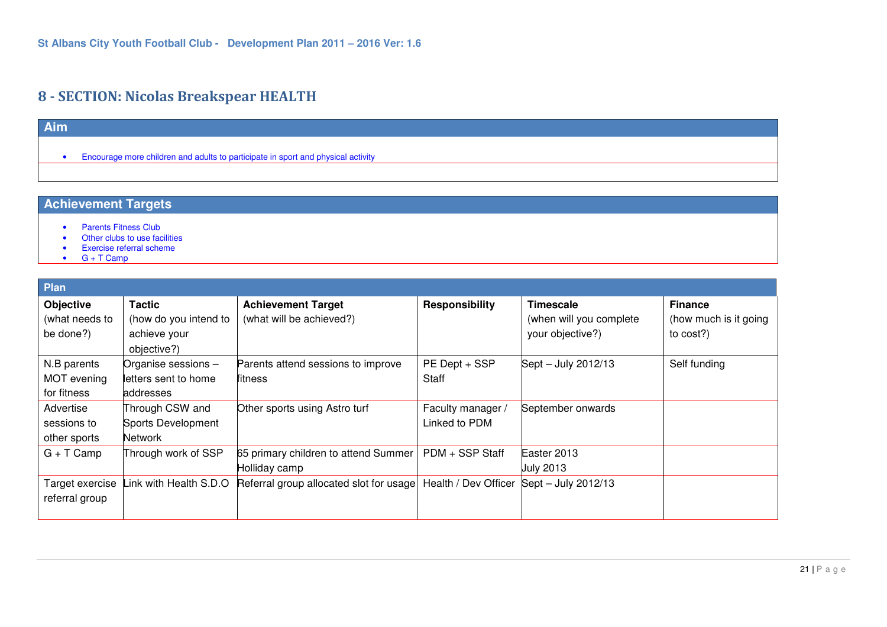# 8 - SECTION: Nicolas Breakspear HEALTH

## Aim

- Encourage more children and adults to participate in sport and physical activity

## Achievement Targets

- Parents Fitness Club
- Other clubs to use facilities
- Exercise referral scheme
- G + T Camp

## Plan

| **Objective** (what needs to be done?) | **Tactic** (how do you intend to achieve your objective?) | **Achievement Target** (what will be achieved?) | **Responsibility** | **Timescale** (when will you complete your objective?) | **Finance** (how much is it going to cost?) |
|---|---|---|---|---|---|
| N.B parents MOT evening for fitness | Organise sessions – letters sent to home addresses | Parents attend sessions to improve fitness | PE Dept + SSP Staff | Sept – July 2012/13 | Self funding |
| Advertise sessions to other sports | Through CSW and Sports Development Network | Other sports using Astro turf | Faculty manager / Linked to PDM | September onwards | |
| G + T Camp | Through work of SSP | 65 primary children to attend Summer Holliday camp | PDM + SSP Staff | Easter 2013 July 2013 | |
| Target exercise referral group | Link with Health S.D.O | Referral group allocated slot for usage | Health / Dev Officer | Sept – July 2012/13 | |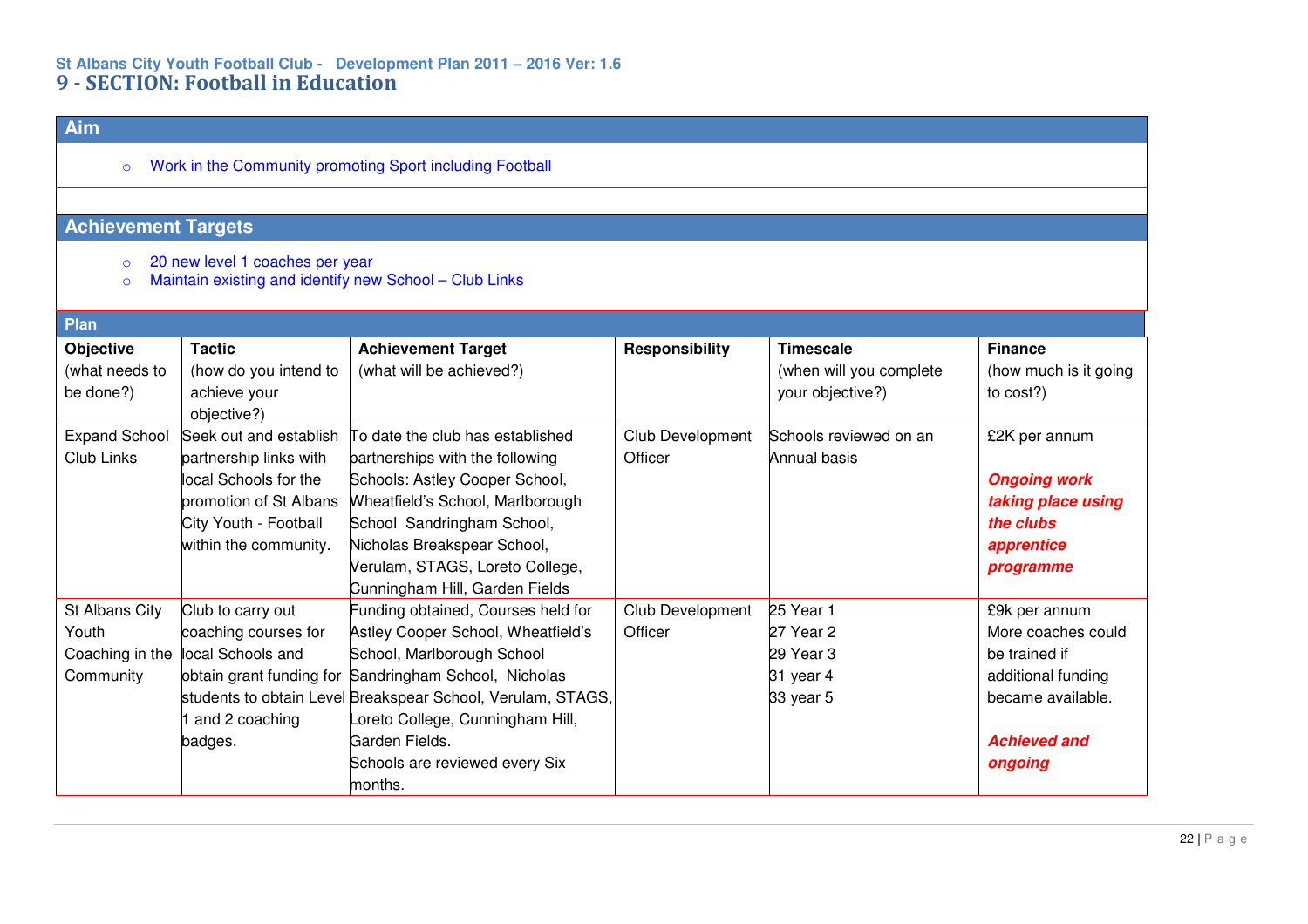## 9 - SECTION: Football in Education

### Aim

- Work in the Community promoting Sport including Football

### Achievement Targets

- 20 new level 1 coaches per year
- Maintain existing and identify new School – Club Links

### Plan

| **Objective** (what needs to be done?) | **Tactic** (how do you intend to achieve your objective?) | **Achievement Target** (what will be achieved?) | **Responsibility** | **Timescale** (when will you complete your objective?) | **Finance** (how much is it going to cost?) |
|---|---|---|---|---|---|
| Expand School Club Links | Seek out and establish partnership links with local Schools for the promotion of St Albans City Youth - Football within the community. | To date the club has established partnerships with the following Schools: Astley Cooper School, Wheatfield's School, Marlborough School Sandringham School, Nicholas Breakspear School, Verulam, STAGS, Loreto College, Cunningham Hill, Garden Fields | Club Development Officer | Schools reviewed on an Annual basis | £2K per annum<br><br>***Ongoing work taking place using the clubs apprentice programme*** |
| St Albans City Youth Coaching in the Community | Club to carry out coaching courses for local Schools and obtain grant funding for students to obtain Level 1 and 2 coaching badges. | Funding obtained, Courses held for Astley Cooper School, Wheatfield's School, Marlborough School Sandringham School, Nicholas Breakspear School, Verulam, STAGS, Loreto College, Cunningham Hill, Garden Fields.<br>Schools are reviewed every Six months. | Club Development Officer | 25 Year 1<br>27 Year 2<br>29 Year 3<br>31 year 4<br>33 year 5 | £9k per annum<br>More coaches could be trained if additional funding became available.<br><br>***Achieved and ongoing*** |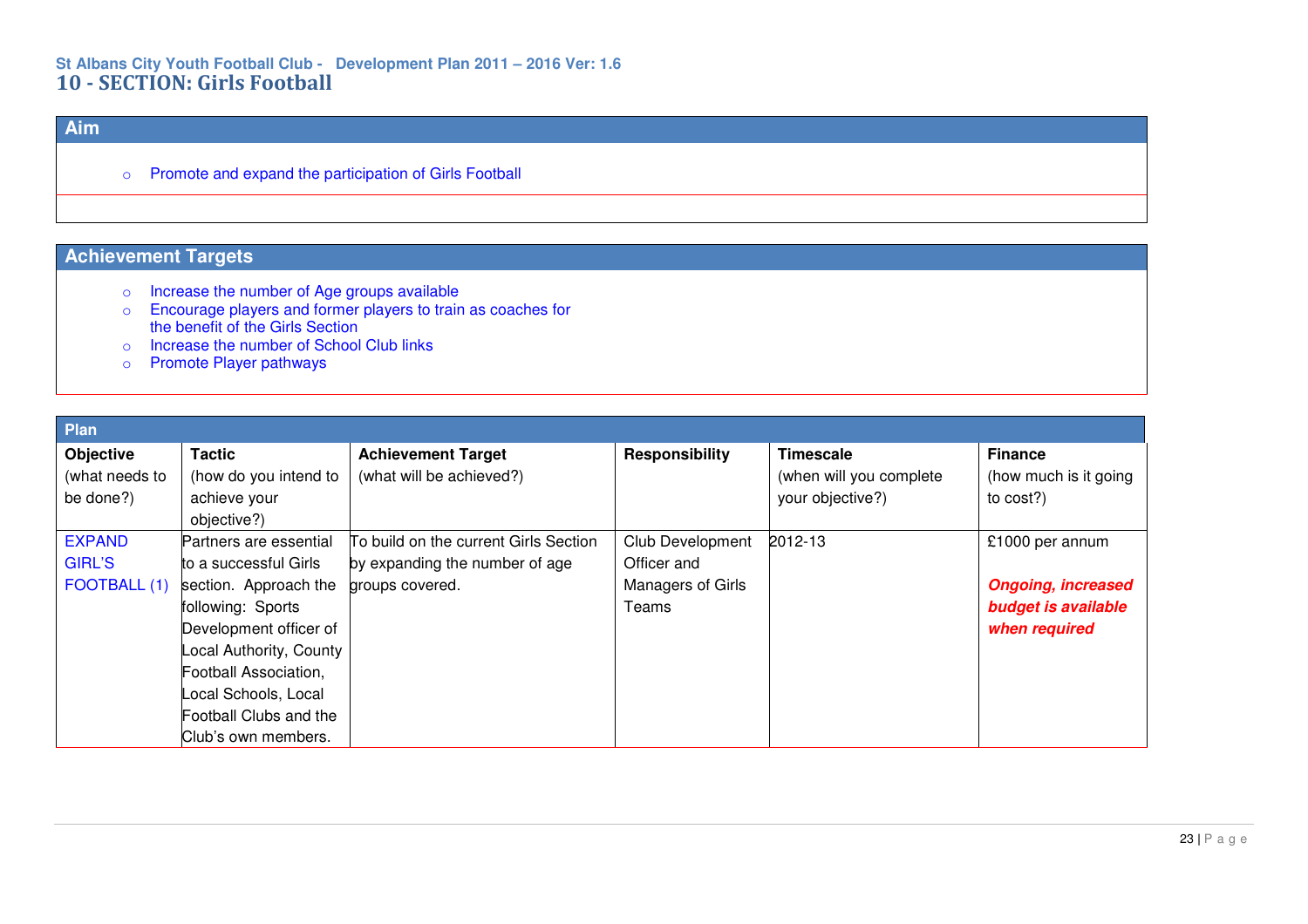St Albans City Youth Football Club - Development Plan 2011 – 2016 Ver: 1.6

# 10 - SECTION: Girls Football

## Aim

- Promote and expand the participation of Girls Football

## Achievement Targets

- Increase the number of Age groups available
- Encourage players and former players to train as coaches for the benefit of the Girls Section
- Increase the number of School Club links
- Promote Player pathways

## Plan

| Objective (what needs to be done?) | Tactic (how do you intend to achieve your objective?) | Achievement Target (what will be achieved?) | Responsibility | Timescale (when will you complete your objective?) | Finance (how much is it going to cost?) |
|---|---|---|---|---|---|
| EXPAND GIRL'S FOOTBALL (1) | Partners are essential to a successful Girls section. Approach the following: Sports Development officer of Local Authority, County Football Association, Local Schools, Local Football Clubs and the Club's own members. | To build on the current Girls Section by expanding the number of age groups covered. | Club Development Officer and Managers of Girls Teams | 2012-13 | £1000 per annum<br><br>***Ongoing, increased budget is available when required*** |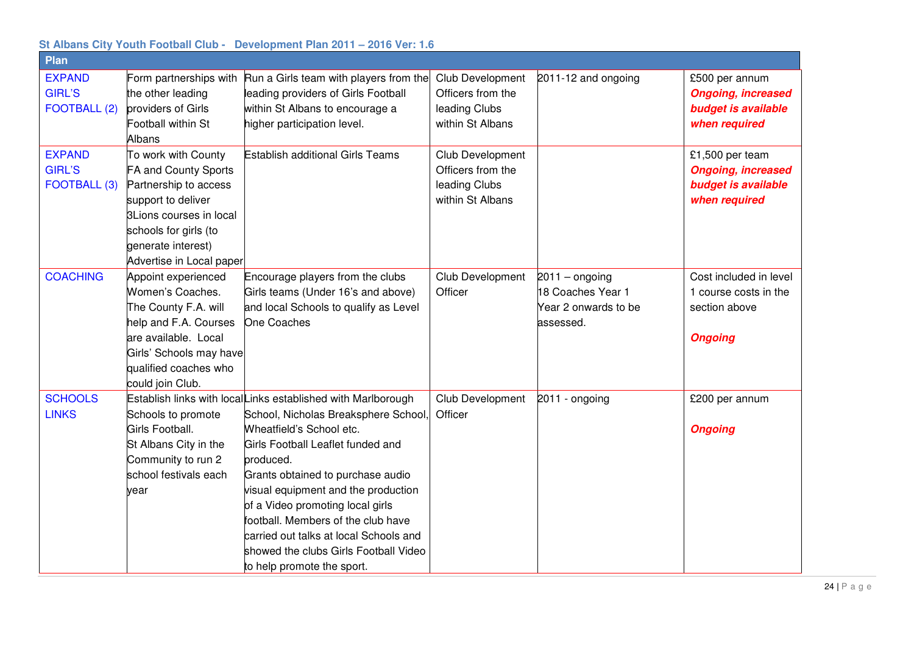**St Albans City Youth Football Club - Development Plan 2011 – 2016 Ver: 1.6**

| Plan | | | | | |
|---|---|---|---|---|---|
| EXPAND GIRL'S FOOTBALL (2) | Form partnerships with the other leading providers of Girls Football within St Albans | Run a Girls team with players from the leading providers of Girls Football within St Albans to encourage a higher participation level. | Club Development Officers from the leading Clubs within St Albans | 2011-12 and ongoing | £500 per annum ***Ongoing, increased budget is available when required*** |
| EXPAND GIRL'S FOOTBALL (3) | To work with County FA and County Sports Partnership to access support to deliver 3Lions courses in local schools for girls (to generate interest) Advertise in Local paper | Establish additional Girls Teams | Club Development Officers from the leading Clubs within St Albans | | £1,500 per team ***Ongoing, increased budget is available when required*** |
| COACHING | Appoint experienced Women's Coaches. The County F.A. will help and F.A. Courses are available. Local Girls' Schools may have qualified coaches who could join Club. | Encourage players from the clubs Girls teams (Under 16's and above) and local Schools to qualify as Level One Coaches | Club Development Officer | 2011 – ongoing 18 Coaches Year 1 Year 2 onwards to be assessed. | Cost included in level 1 course costs in the section above ***Ongoing*** |
| SCHOOLS LINKS | Establish links with local Schools to promote Girls Football. St Albans City in the Community to run 2 school festivals each year | Links established with Marlborough School, Nicholas Breakspeare School, Wheatfield's School etc. Girls Football Leaflet funded and produced. Grants obtained to purchase audio visual equipment and the production of a Video promoting local girls football. Members of the club have carried out talks at local Schools and showed the clubs Girls Football Video to help promote the sport. | Club Development Officer | 2011 - ongoing | £200 per annum ***Ongoing*** |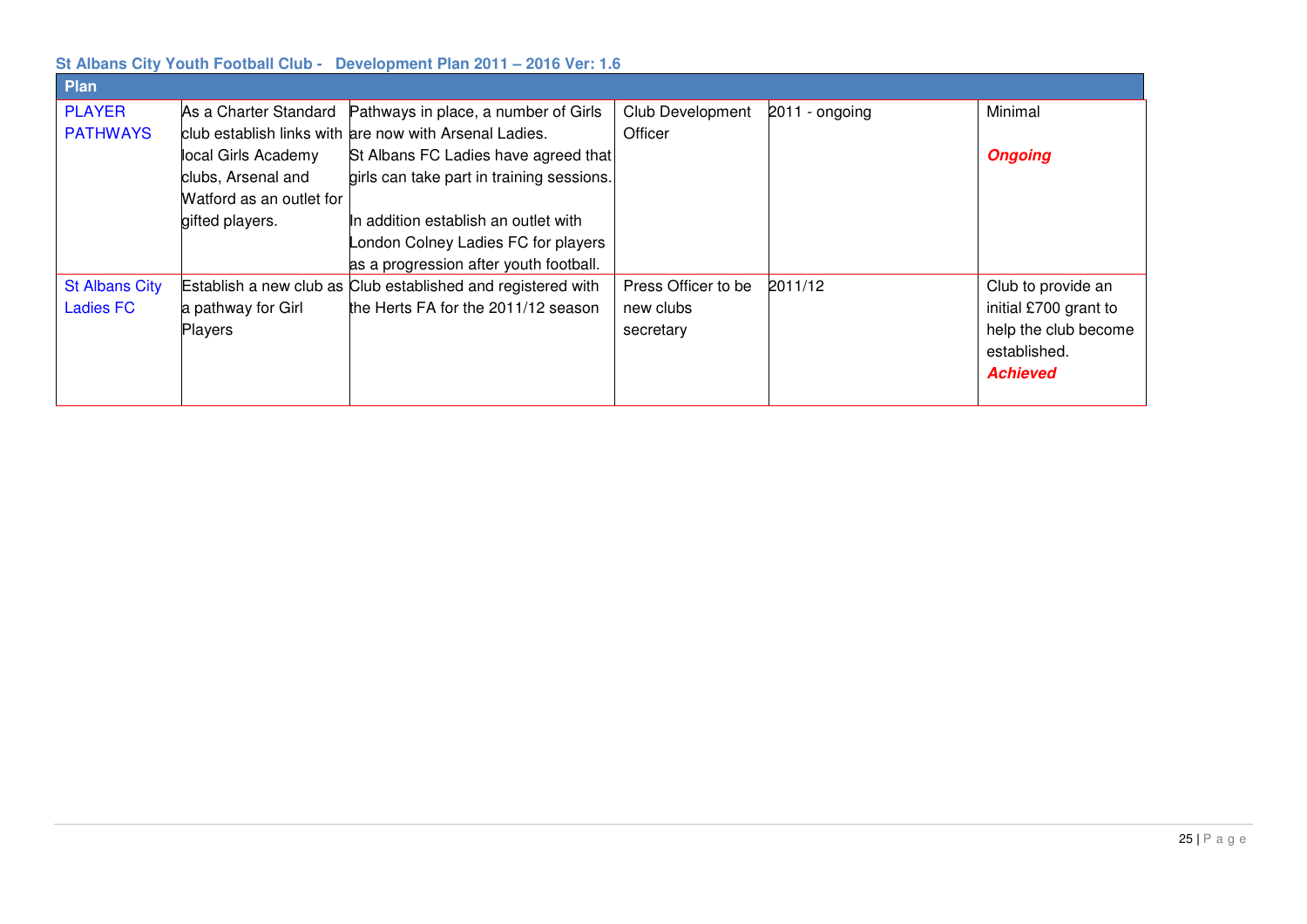**St Albans City Youth Football Club - Development Plan 2011 – 2016 Ver: 1.6**

| Plan | | | | | |
|---|---|---|---|---|---|
| PLAYER PATHWAYS | As a Charter Standard club establish links with local Girls Academy clubs, Arsenal and Watford as an outlet for gifted players. | Pathways in place, a number of Girls are now with Arsenal Ladies. St Albans FC Ladies have agreed that girls can take part in training sessions.<br><br>In addition establish an outlet with London Colney Ladies FC for players as a progression after youth football. | Club Development Officer | 2011 - ongoing | Minimal<br><br>***Ongoing*** |
| St Albans City Ladies FC | Establish a new club as a pathway for Girl Players | Club established and registered with the Herts FA for the 2011/12 season | Press Officer to be new clubs secretary | 2011/12 | Club to provide an initial £700 grant to help the club become established.<br>***Achieved*** |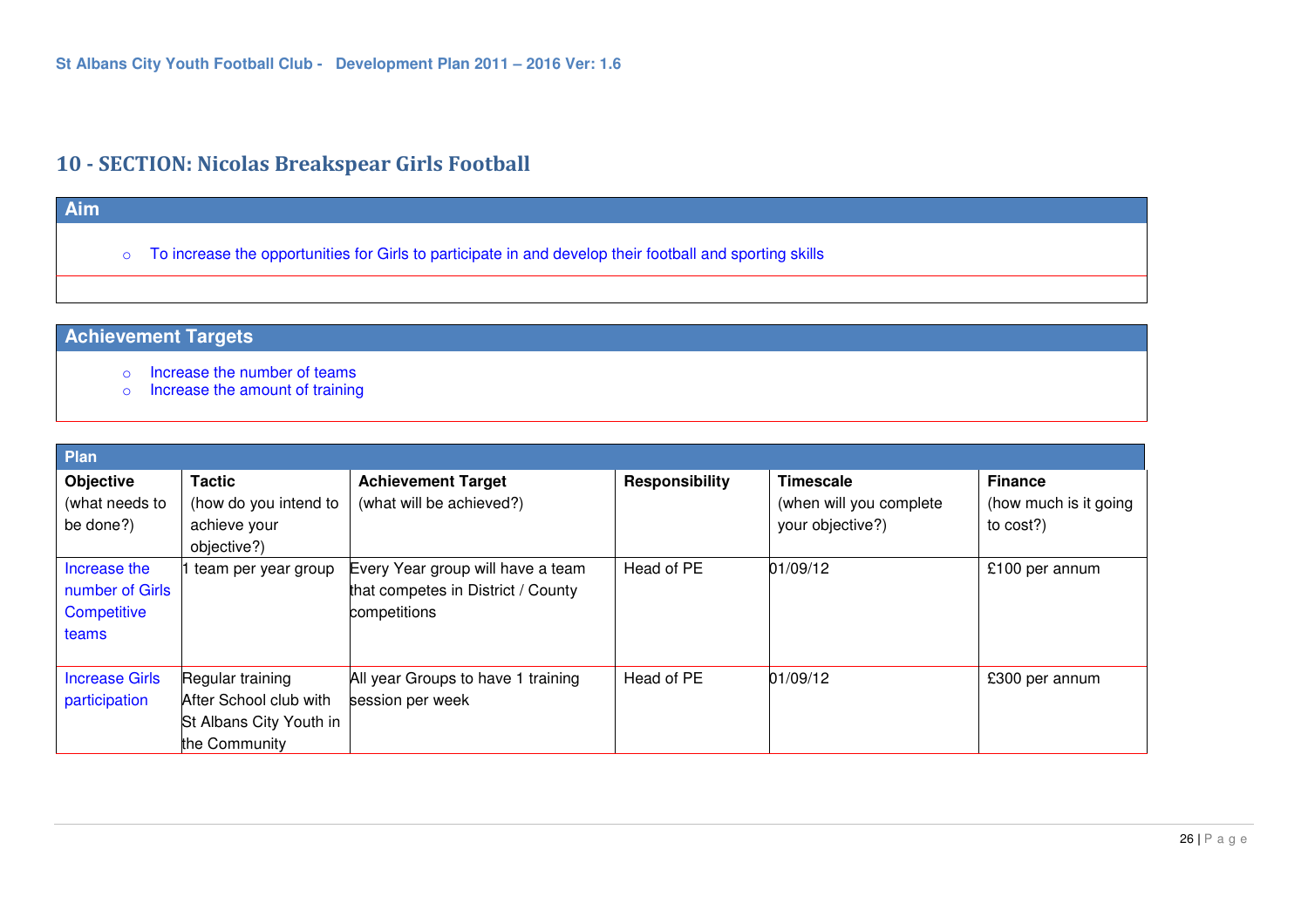## 10 - SECTION: Nicolas Breakspear Girls Football

### Aim

- To increase the opportunities for Girls to participate in and develop their football and sporting skills

### Achievement Targets

- Increase the number of teams
- Increase the amount of training

### Plan

| **Objective** (what needs to be done?) | **Tactic** (how do you intend to achieve your objective?) | **Achievement Target** (what will be achieved?) | **Responsibility** | **Timescale** (when will you complete your objective?) | **Finance** (how much is it going to cost?) |
|---|---|---|---|---|---|
| Increase the number of Girls Competitive teams | 1 team per year group | Every Year group will have a team that competes in District / County competitions | Head of PE | 01/09/12 | £100 per annum |
| Increase Girls participation | Regular training After School club with St Albans City Youth in the Community | All year Groups to have 1 training session per week | Head of PE | 01/09/12 | £300 per annum |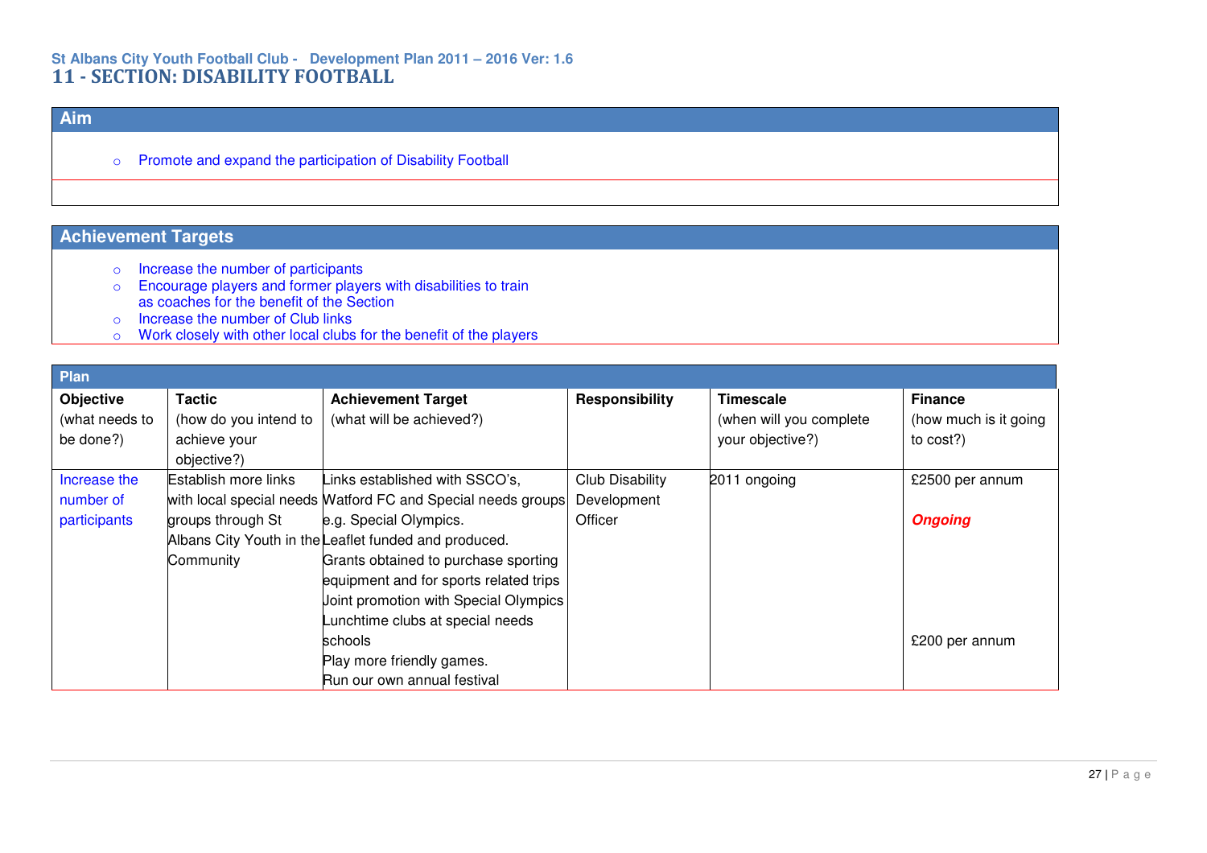St Albans City Youth Football Club - Development Plan 2011 – 2016 Ver: 1.6

# 11 - SECTION: DISABILITY FOOTBALL

## Aim

- Promote and expand the participation of Disability Football

## Achievement Targets

- Increase the number of participants
- Encourage players and former players with disabilities to train as coaches for the benefit of the Section
- Increase the number of Club links
- Work closely with other local clubs for the benefit of the players

## Plan

| Objective (what needs to be done?) | Tactic (how do you intend to achieve your objective?) | Achievement Target (what will be achieved?) | Responsibility | Timescale (when will you complete your objective?) | Finance (how much is it going to cost?) |
|---|---|---|---|---|---|
| Increase the number of participants | Establish more links with local special needs groups through St Albans City Youth in the Community | Links established with SSCO's, Watford FC and Special needs groups e.g. Special Olympics.<br>Leaflet funded and produced.<br>Grants obtained to purchase sporting equipment and for sports related trips<br>Joint promotion with Special Olympics<br>Lunchtime clubs at special needs schools<br>Play more friendly games.<br>Run our own annual festival | Club Disability Development Officer | 2011 ongoing | £2500 per annum<br>***Ongoing***<br>£200 per annum |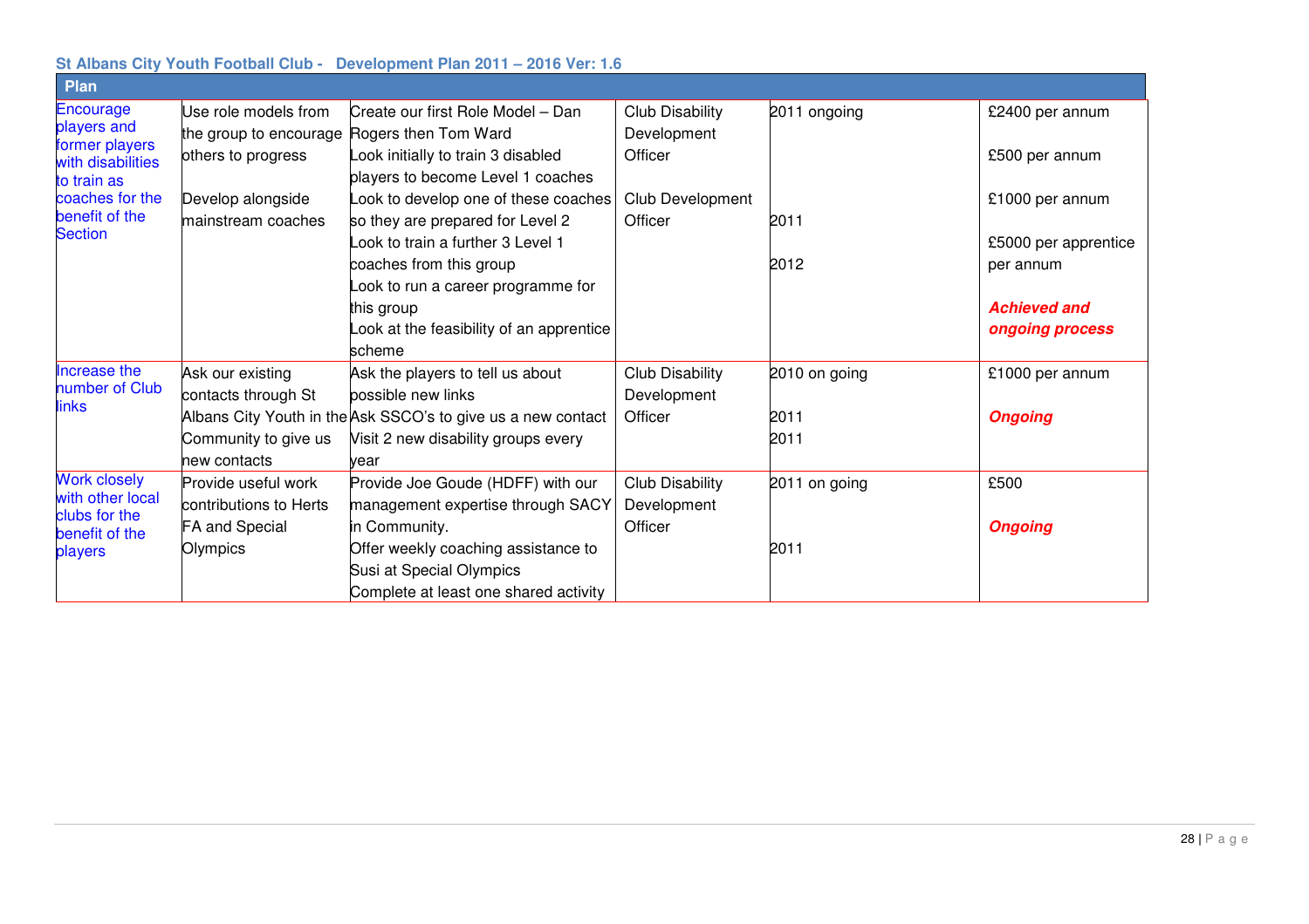### St Albans City Youth Football Club - Development Plan 2011 – 2016 Ver: 1.6

| Plan | | | | | |
|---|---|---|---|---|---|
| Encourage players and former players with disabilities to train as coaches for the benefit of the Section | Use role models from the group to encourage others to progress<br><br>Develop alongside mainstream coaches | Create our first Role Model – Dan Rogers then Tom Ward<br>Look initially to train 3 disabled players to become Level 1 coaches<br>Look to develop one of these coaches so they are prepared for Level 2<br>Look to train a further 3 Level 1 coaches from this group<br>Look to run a career programme for this group<br>Look at the feasibility of an apprentice scheme | Club Disability Development Officer<br><br>Club Development Officer | 2011 ongoing<br><br>2011<br><br>2012 | £2400 per annum<br><br>£500 per annum<br><br>£1000 per annum<br><br>£5000 per apprentice per annum<br><br>***Achieved and ongoing process*** |
| Increase the number of Club links | Ask our existing contacts through St Albans City Youth in the Community to give us new contacts | Ask the players to tell us about possible new links<br>Ask SSCO's to give us a new contact<br>Visit 2 new disability groups every year | Club Disability Development Officer | 2010 on going<br><br>2011<br>2011 | £1000 per annum<br><br>***Ongoing*** |
| Work closely with other local clubs for the benefit of the players | Provide useful work contributions to Herts FA and Special Olympics | Provide Joe Goude (HDFF) with our management expertise through SACY in Community.<br>Offer weekly coaching assistance to Susi at Special Olympics<br>Complete at least one shared activity | Club Disability Development Officer | 2011 on going<br><br><br>2011 | £500<br><br>***Ongoing*** |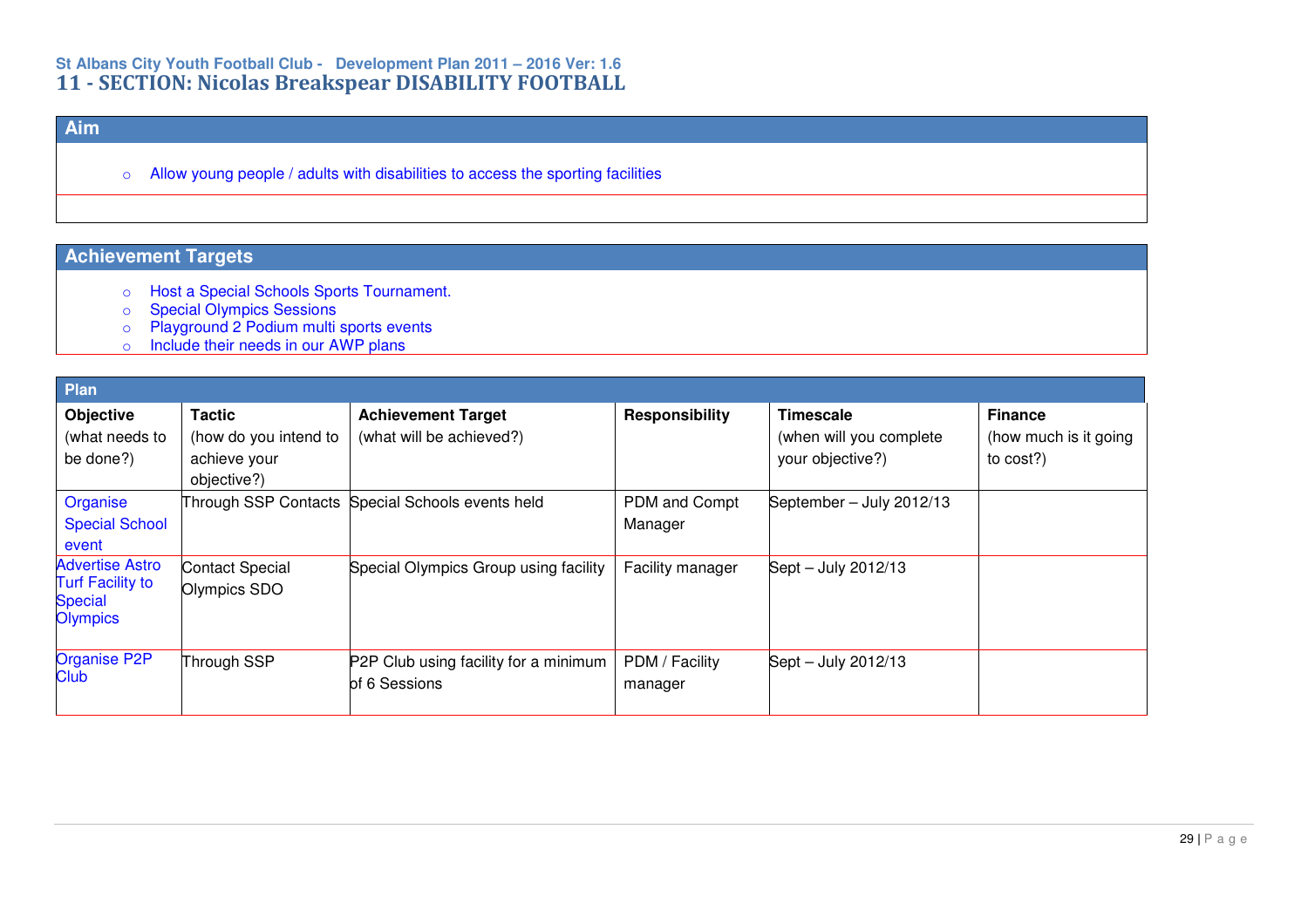St Albans City Youth Football Club - Development Plan 2011 – 2016 Ver: 1.6

# 11 - SECTION: Nicolas Breakspear DISABILITY FOOTBALL

## Aim

- Allow young people / adults with disabilities to access the sporting facilities

## Achievement Targets

- Host a Special Schools Sports Tournament.
- Special Olympics Sessions
- Playground 2 Podium multi sports events
- Include their needs in our AWP plans

## Plan

| Objective (what needs to be done?) | Tactic (how do you intend to achieve your objective?) | Achievement Target (what will be achieved?) | Responsibility | Timescale (when will you complete your objective?) | Finance (how much is it going to cost?) |
|---|---|---|---|---|---|
| Organise Special School event | Through SSP Contacts | Special Schools events held | PDM and Compt Manager | September – July 2012/13 | |
| Advertise Astro Turf Facility to Special Olympics | Contact Special Olympics SDO | Special Olympics Group using facility | Facility manager | Sept – July 2012/13 | |
| Organise P2P Club | Through SSP | P2P Club using facility for a minimum of 6 Sessions | PDM / Facility manager | Sept – July 2012/13 | |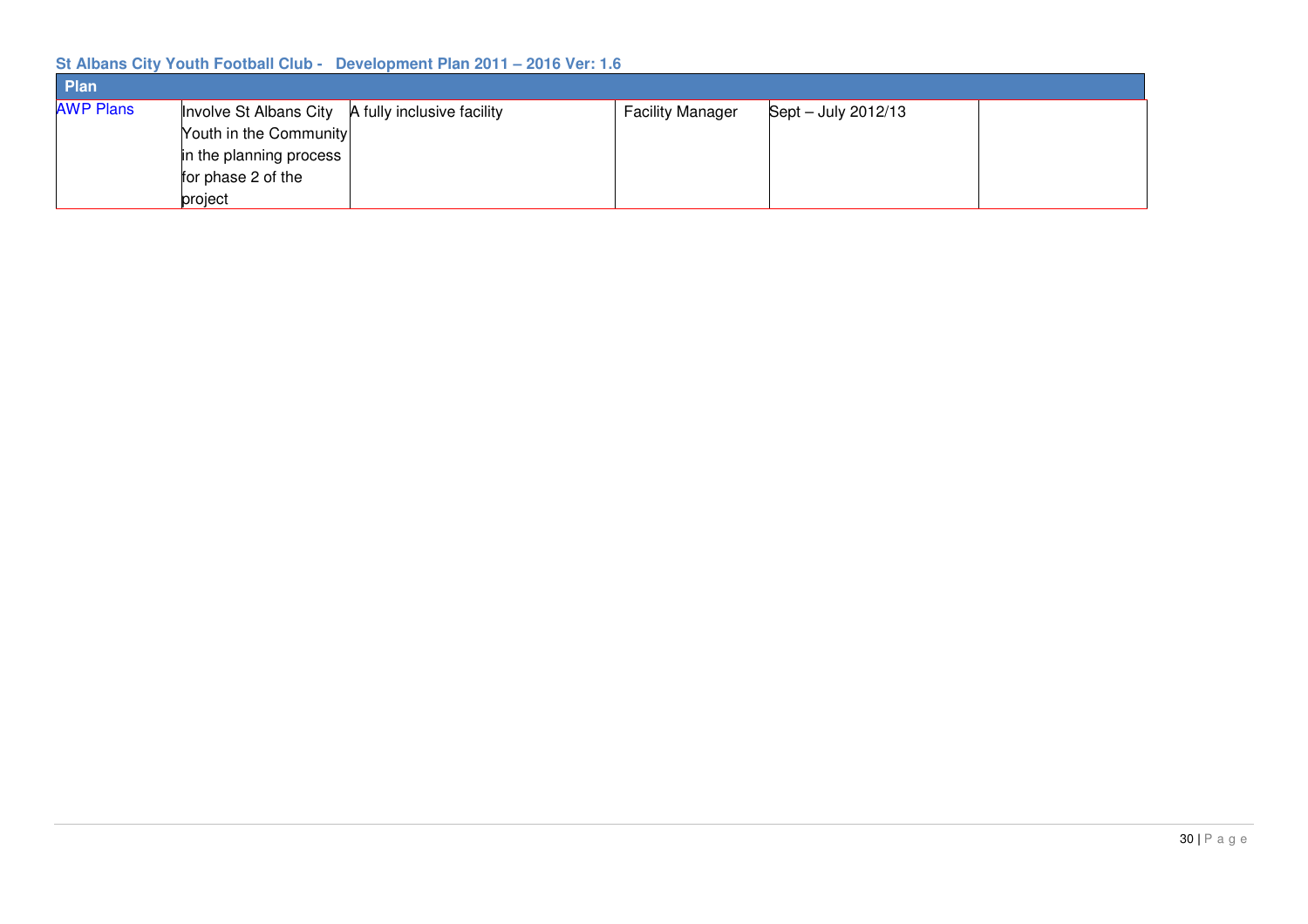| Plan | | | | | |
|---|---|---|---|---|---|
| AWP Plans | Involve St Albans City Youth in the Community in the planning process for phase 2 of the project | A fully inclusive facility | Facility Manager | Sept – July 2012/13 | |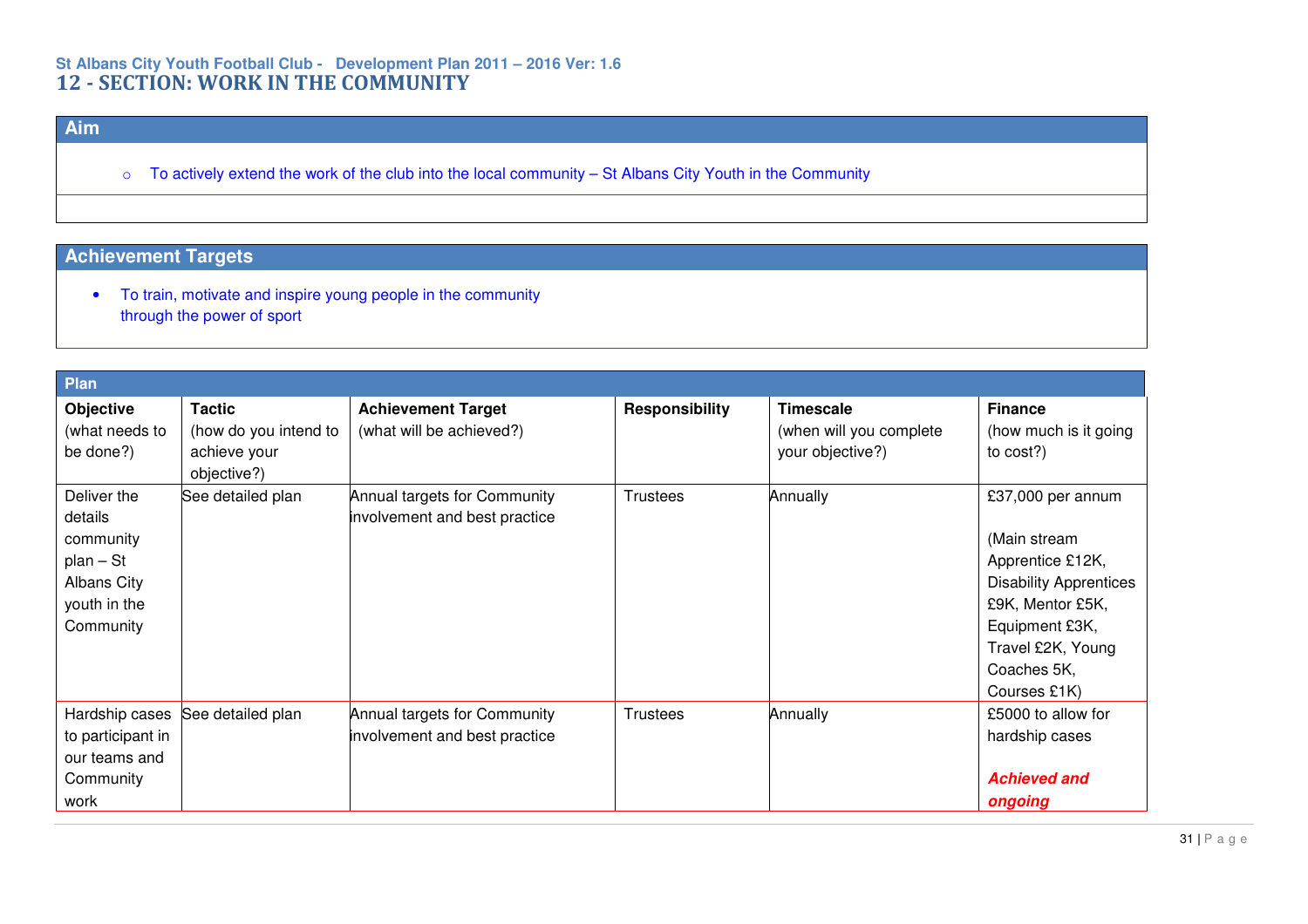St Albans City Youth Football Club - Development Plan 2011 – 2016 Ver: 1.6

# 12 - SECTION: WORK IN THE COMMUNITY

## Aim

- To actively extend the work of the club into the local community – St Albans City Youth in the Community

## Achievement Targets

- To train, motivate and inspire young people in the community through the power of sport

## Plan

| **Objective** (what needs to be done?) | **Tactic** (how do you intend to achieve your objective?) | **Achievement Target** (what will be achieved?) | **Responsibility** | **Timescale** (when will you complete your objective?) | **Finance** (how much is it going to cost?) |
|---|---|---|---|---|---|
| Deliver the details community plan – St Albans City youth in the Community | See detailed plan | Annual targets for Community involvement and best practice | Trustees | Annually | £37,000 per annum<br><br>(Main stream Apprentice £12K, Disability Apprentices £9K, Mentor £5K, Equipment £3K, Travel £2K, Young Coaches 5K, Courses £1K) |
| Hardship cases to participant in our teams and Community work | See detailed plan | Annual targets for Community involvement and best practice | Trustees | Annually | £5000 to allow for hardship cases<br><br>***Achieved and ongoing*** |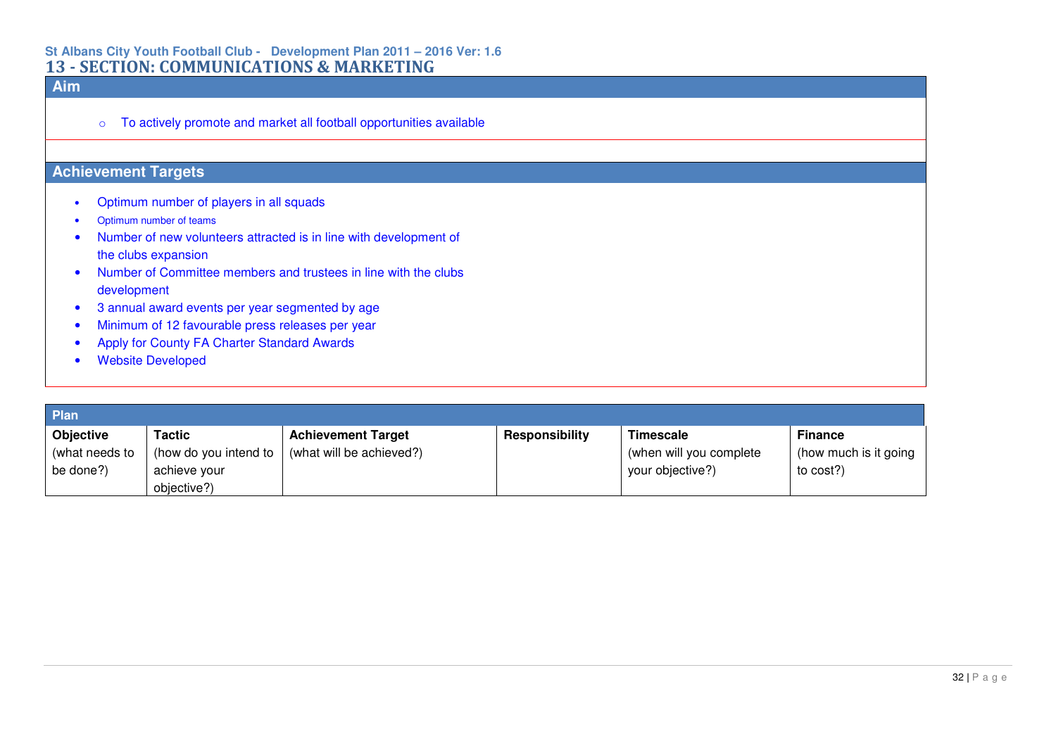St Albans City Youth Football Club - Development Plan 2011 – 2016 Ver: 1.6

# 13 - SECTION: COMMUNICATIONS & MARKETING

## Aim

- To actively promote and market all football opportunities available

## Achievement Targets

- Optimum number of players in all squads
- Optimum number of teams
- Number of new volunteers attracted is in line with development of the clubs expansion
- Number of Committee members and trustees in line with the clubs development
- 3 annual award events per year segmented by age
- Minimum of 12 favourable press releases per year
- Apply for County FA Charter Standard Awards
- Website Developed

## Plan

| **Objective** (what needs to be done?) | **Tactic** (how do you intend to achieve your objective?) | **Achievement Target** (what will be achieved?) | **Responsibility** | **Timescale** (when will you complete your objective?) | **Finance** (how much is it going to cost?) |
|---|---|---|---|---|---|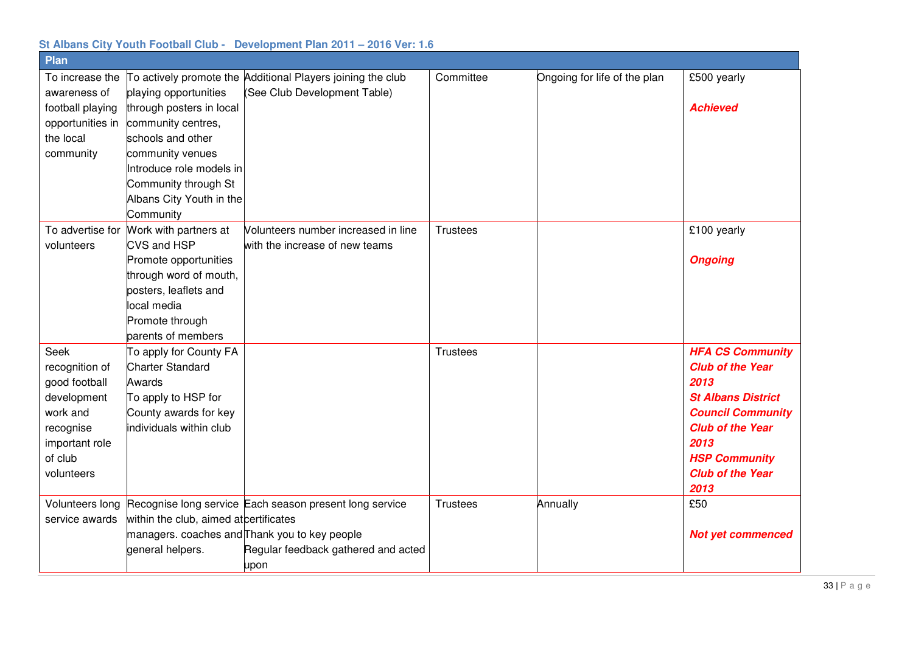### St Albans City Youth Football Club - Development Plan 2011 – 2016 Ver: 1.6

| Plan | | | | | |
|---|---|---|---|---|---|
| To increase the awareness of football playing opportunities in the local community | To actively promote the playing opportunities through posters in local community centres, schools and other community venues<br>Introduce role models in Community through St Albans City Youth in the Community | Additional Players joining the club (See Club Development Table) | Committee | Ongoing for life of the plan | £500 yearly<br><br>***Achieved*** |
| To advertise for volunteers | Work with partners at CVS and HSP<br>Promote opportunities through word of mouth, posters, leaflets and local media<br>Promote through parents of members | Volunteers number increased in line with the increase of new teams | Trustees | | £100 yearly<br><br>***Ongoing*** |
| Seek recognition of good football development work and recognise important role of club volunteers | To apply for County FA Charter Standard Awards<br>To apply to HSP for County awards for key individuals within club | | Trustees | | ***HFA CS Community Club of the Year 2013***<br>***St Albans District Council Community Club of the Year 2013***<br>***HSP Community Club of the Year 2013*** |
| Volunteers long service awards | Recognise long service within the club, aimed at managers. coaches and general helpers. | Each season present long service certificates<br>Thank you to key people<br>Regular feedback gathered and acted upon | Trustees | Annually | £50<br><br>***Not yet commenced*** |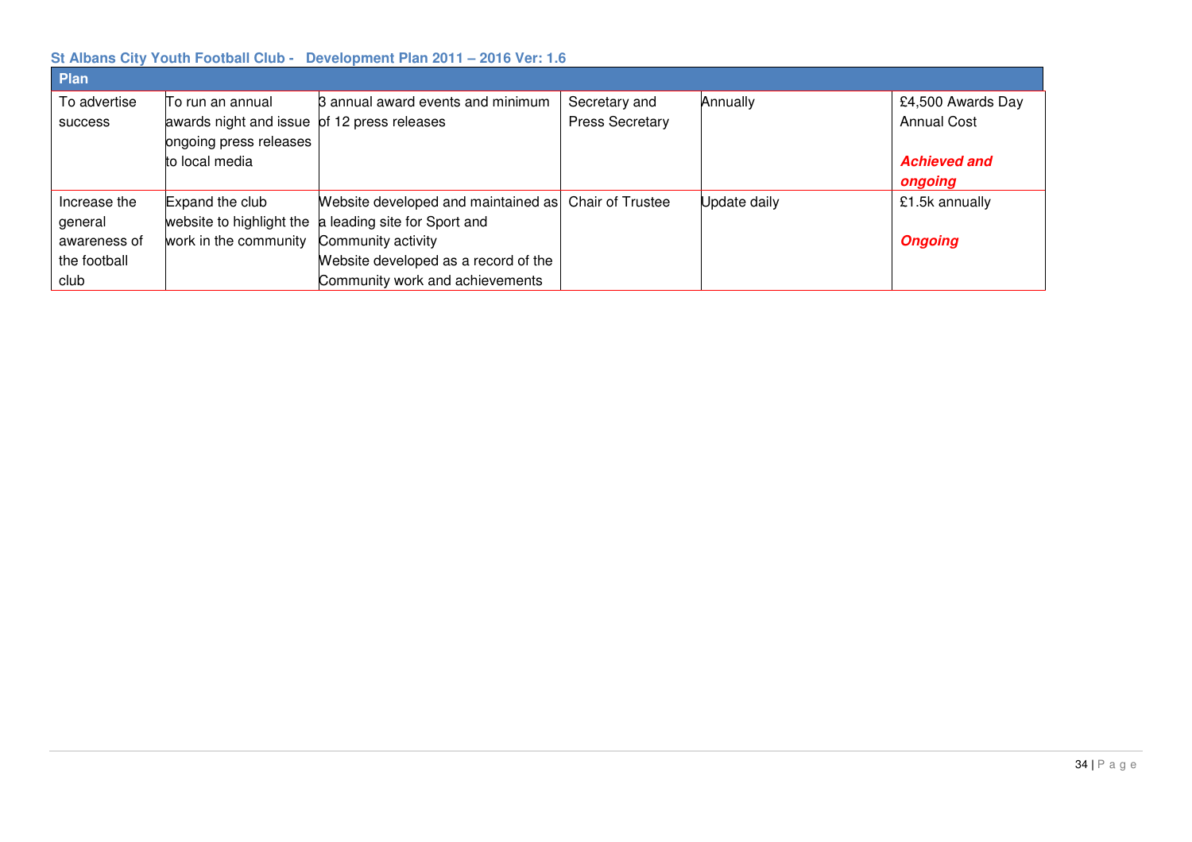| Plan | | | | | |
|---|---|---|---|---|---|
| To advertise success | To run an annual awards night and issue ongoing press releases to local media | 3 annual award events and minimum of 12 press releases | Secretary and Press Secretary | Annually | £4,500 Awards Day Annual Cost<br><br>***Achieved and ongoing*** |
| Increase the general awareness of the football club | Expand the club website to highlight the work in the community | Website developed and maintained as a leading site for Sport and Community activity<br>Website developed as a record of the Community work and achievements | Chair of Trustee | Update daily | £1.5k annually<br><br>***Ongoing*** |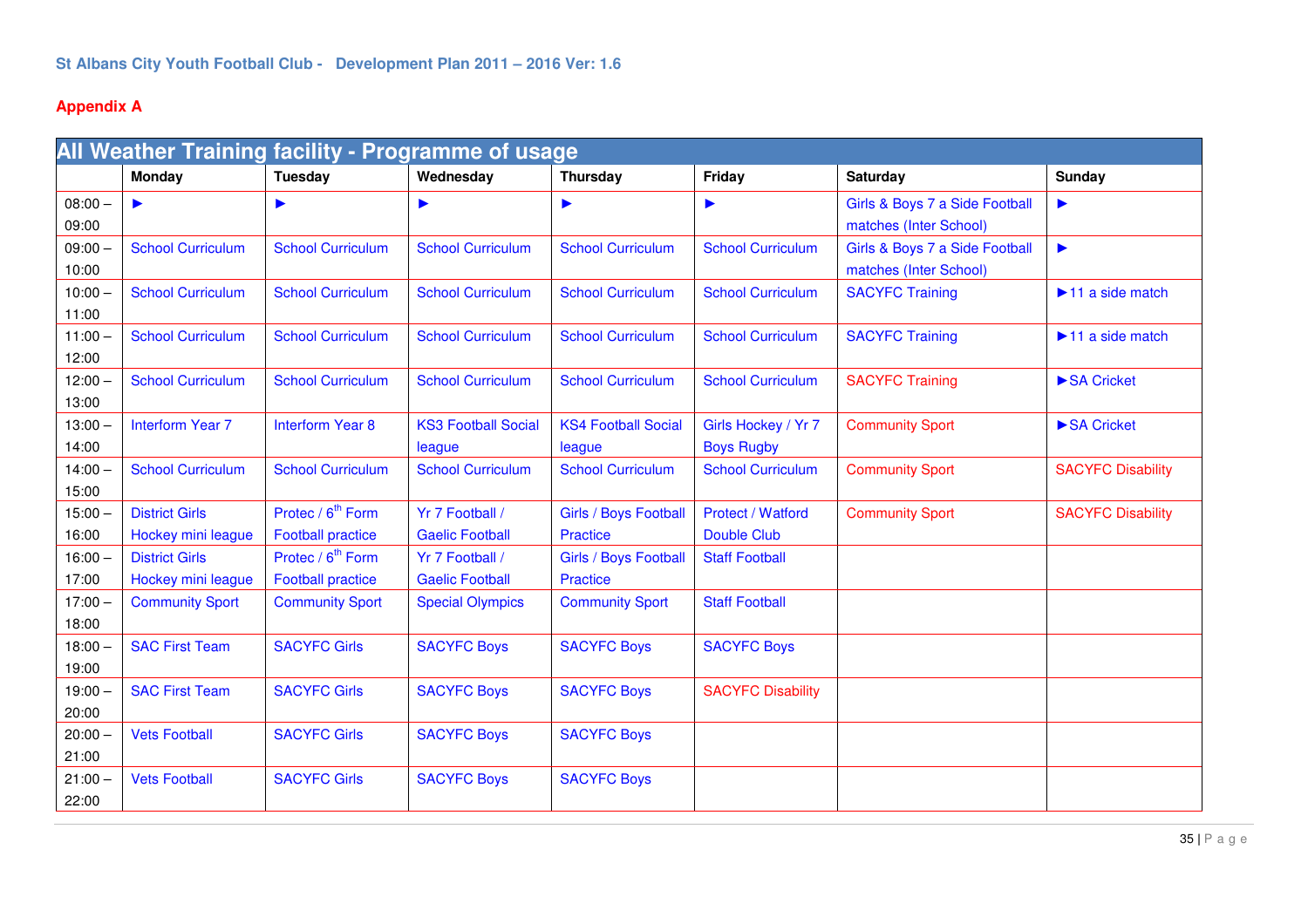St Albans City Youth Football Club - Development Plan 2011 – 2016 Ver: 1.6

## Appendix A

| All Weather Training facility - Programme of usage | | | | | | | |
|---|---|---|---|---|---|---|---|
| | **Monday** | **Tuesday** | **Wednesday** | **Thursday** | **Friday** | **Saturday** | **Sunday** |
| 08:00 – 09:00 | ► | ► | ► | ► | ► | Girls & Boys 7 a Side Football matches (Inter School) | ► |
| 09:00 – 10:00 | School Curriculum | School Curriculum | School Curriculum | School Curriculum | School Curriculum | Girls & Boys 7 a Side Football matches (Inter School) | ► |
| 10:00 – 11:00 | School Curriculum | School Curriculum | School Curriculum | School Curriculum | School Curriculum | SACYFC Training | ►11 a side match |
| 11:00 – 12:00 | School Curriculum | School Curriculum | School Curriculum | School Curriculum | School Curriculum | SACYFC Training | ►11 a side match |
| 12:00 – 13:00 | School Curriculum | School Curriculum | School Curriculum | School Curriculum | School Curriculum | SACYFC Training | ►SA Cricket |
| 13:00 – 14:00 | Interform Year 7 | Interform Year 8 | KS3 Football Social league | KS4 Football Social league | Girls Hockey / Yr 7 Boys Rugby | Community Sport | ►SA Cricket |
| 14:00 – 15:00 | School Curriculum | School Curriculum | School Curriculum | School Curriculum | School Curriculum | Community Sport | SACYFC Disability |
| 15:00 – 16:00 | District Girls Hockey mini league | Protec / 6th Form Football practice | Yr 7 Football / Gaelic Football | Girls / Boys Football Practice | Protect / Watford Double Club | Community Sport | SACYFC Disability |
| 16:00 – 17:00 | District Girls Hockey mini league | Protec / 6th Form Football practice | Yr 7 Football / Gaelic Football | Girls / Boys Football Practice | Staff Football | | |
| 17:00 – 18:00 | Community Sport | Community Sport | Special Olympics | Community Sport | Staff Football | | |
| 18:00 – 19:00 | SAC First Team | SACYFC Girls | SACYFC Boys | SACYFC Boys | SACYFC Boys | | |
| 19:00 – 20:00 | SAC First Team | SACYFC Girls | SACYFC Boys | SACYFC Boys | SACYFC Disability | | |
| 20:00 – 21:00 | Vets Football | SACYFC Girls | SACYFC Boys | SACYFC Boys | | | |
| 21:00 – 22:00 | Vets Football | SACYFC Girls | SACYFC Boys | SACYFC Boys | | | |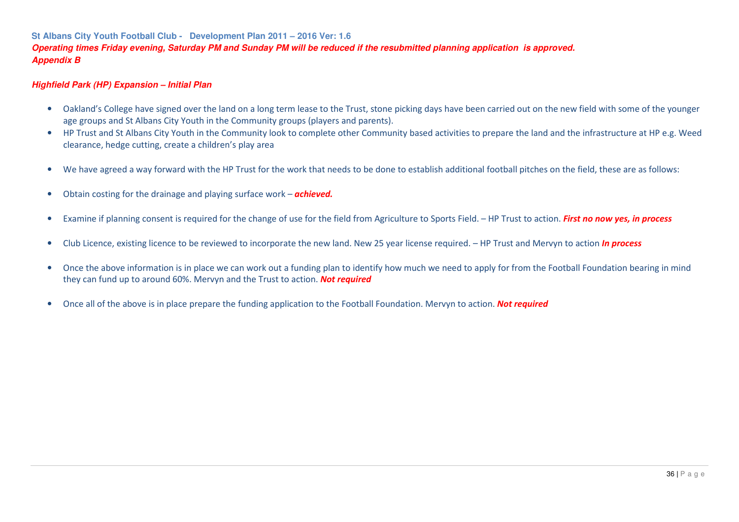**St Albans City Youth Football Club - Development Plan 2011 – 2016 Ver: 1.6**

***Operating times Friday evening, Saturday PM and Sunday PM will be reduced if the resubmitted planning application is approved.***

***Appendix B***

***Highfield Park (HP) Expansion – Initial Plan***

- Oakland's College have signed over the land on a long term lease to the Trust, stone picking days have been carried out on the new field with some of the younger age groups and St Albans City Youth in the Community groups (players and parents).
- HP Trust and St Albans City Youth in the Community look to complete other Community based activities to prepare the land and the infrastructure at HP e.g. Weed clearance, hedge cutting, create a children's play area
- We have agreed a way forward with the HP Trust for the work that needs to be done to establish additional football pitches on the field, these are as follows:
- Obtain costing for the drainage and playing surface work – ***achieved.***
- Examine if planning consent is required for the change of use for the field from Agriculture to Sports Field. – HP Trust to action. ***First no now yes, in process***
- Club Licence, existing licence to be reviewed to incorporate the new land. New 25 year license required. – HP Trust and Mervyn to action ***In process***
- Once the above information is in place we can work out a funding plan to identify how much we need to apply for from the Football Foundation bearing in mind they can fund up to around 60%. Mervyn and the Trust to action. ***Not required***
- Once all of the above is in place prepare the funding application to the Football Foundation. Mervyn to action. ***Not required***